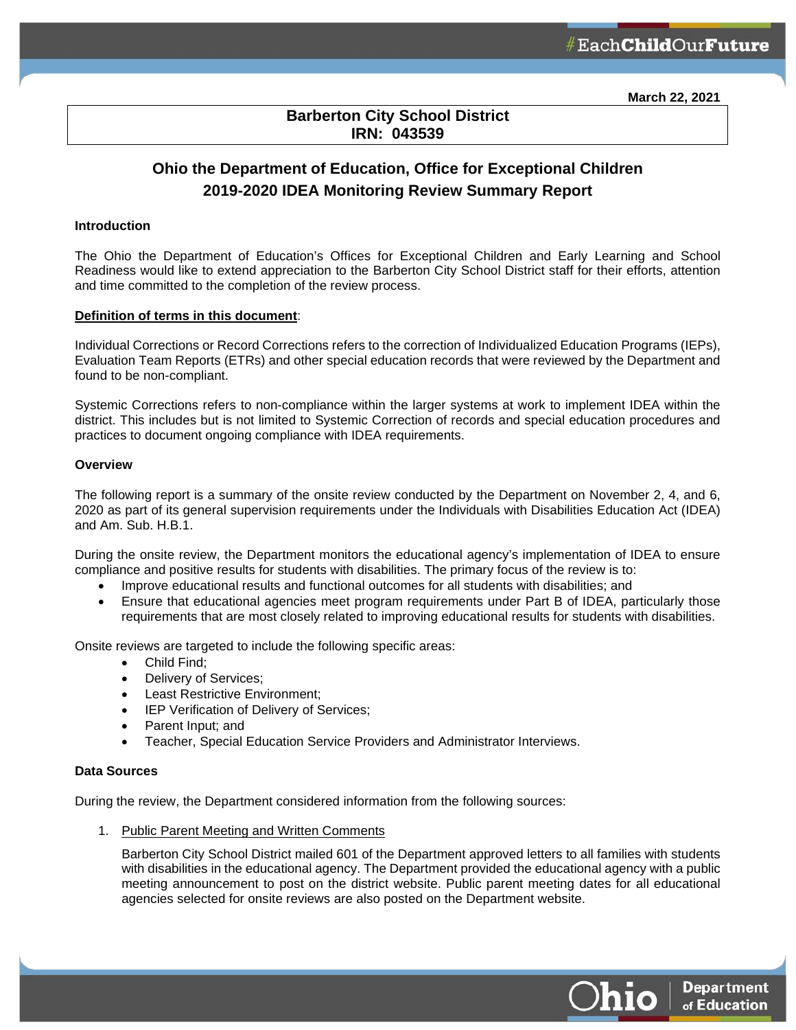March 22, 2021

**Barberton City School District**
**IRN: 043539**

# Ohio the Department of Education, Office for Exceptional Children 2019-2020 IDEA Monitoring Review Summary Report

### Introduction

The Ohio the Department of Education's Offices for Exceptional Children and Early Learning and School Readiness would like to extend appreciation to the Barberton City School District staff for their efforts, attention and time committed to the completion of the review process.

**Definition of terms in this document**:

Individual Corrections or Record Corrections refers to the correction of Individualized Education Programs (IEPs), Evaluation Team Reports (ETRs) and other special education records that were reviewed by the Department and found to be non-compliant.

Systemic Corrections refers to non-compliance within the larger systems at work to implement IDEA within the district. This includes but is not limited to Systemic Correction of records and special education procedures and practices to document ongoing compliance with IDEA requirements.

### Overview

The following report is a summary of the onsite review conducted by the Department on November 2, 4, and 6, 2020 as part of its general supervision requirements under the Individuals with Disabilities Education Act (IDEA) and Am. Sub. H.B.1.

During the onsite review, the Department monitors the educational agency's implementation of IDEA to ensure compliance and positive results for students with disabilities. The primary focus of the review is to:

- Improve educational results and functional outcomes for all students with disabilities; and
- Ensure that educational agencies meet program requirements under Part B of IDEA, particularly those requirements that are most closely related to improving educational results for students with disabilities.

Onsite reviews are targeted to include the following specific areas:

- Child Find;
- Delivery of Services;
- Least Restrictive Environment;
- IEP Verification of Delivery of Services;
- Parent Input; and
- Teacher, Special Education Service Providers and Administrator Interviews.

### Data Sources

During the review, the Department considered information from the following sources:

1. Public Parent Meeting and Written Comments

   Barberton City School District mailed 601 of the Department approved letters to all families with students with disabilities in the educational agency. The Department provided the educational agency with a public meeting announcement to post on the district website. Public parent meeting dates for all educational agencies selected for onsite reviews are also posted on the Department website.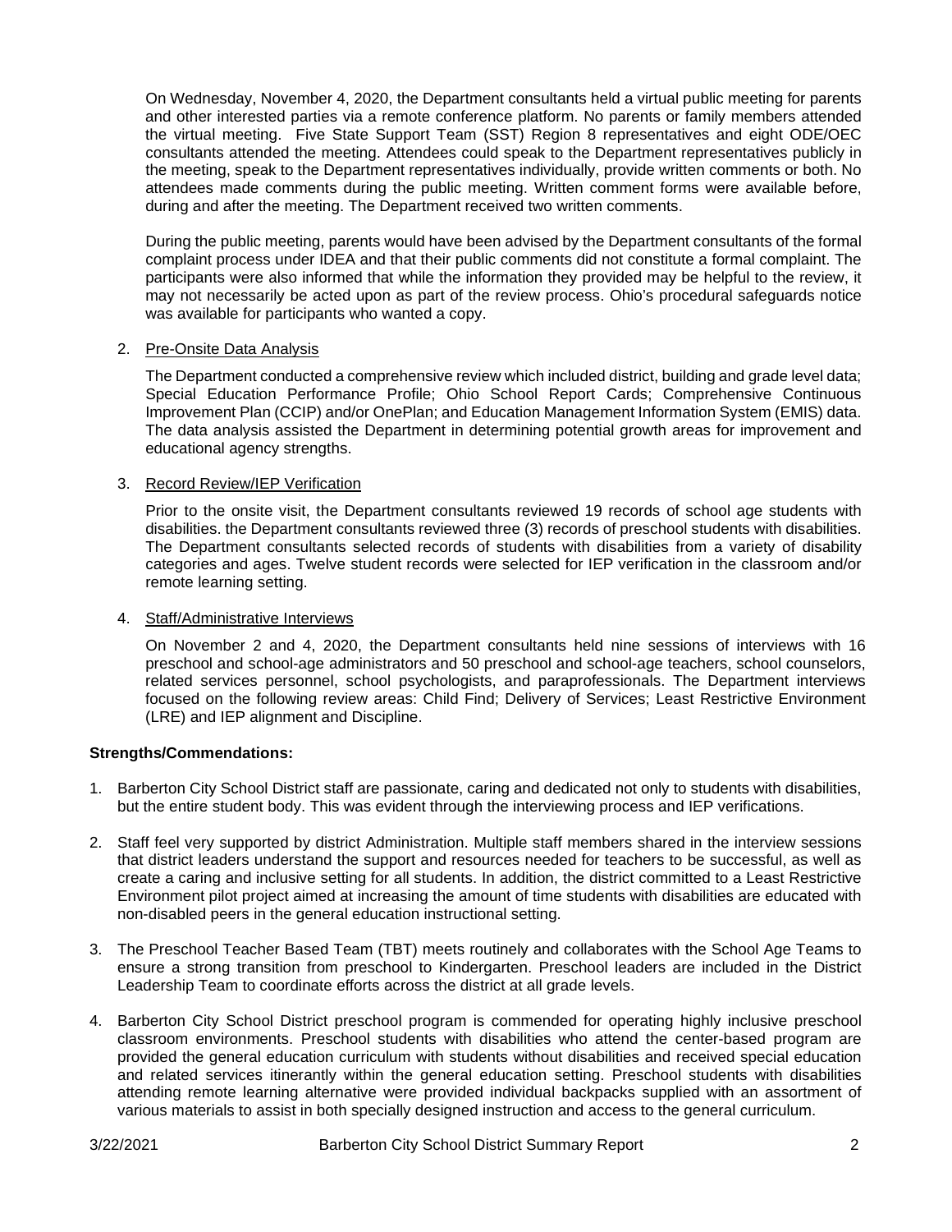On Wednesday, November 4, 2020, the Department consultants held a virtual public meeting for parents and other interested parties via a remote conference platform. No parents or family members attended the virtual meeting. Five State Support Team (SST) Region 8 representatives and eight ODE/OEC consultants attended the meeting. Attendees could speak to the Department representatives publicly in the meeting, speak to the Department representatives individually, provide written comments or both. No attendees made comments during the public meeting. Written comment forms were available before, during and after the meeting. The Department received two written comments.

During the public meeting, parents would have been advised by the Department consultants of the formal complaint process under IDEA and that their public comments did not constitute a formal complaint. The participants were also informed that while the information they provided may be helpful to the review, it may not necessarily be acted upon as part of the review process. Ohio's procedural safeguards notice was available for participants who wanted a copy.

2. Pre-Onsite Data Analysis

   The Department conducted a comprehensive review which included district, building and grade level data; Special Education Performance Profile; Ohio School Report Cards; Comprehensive Continuous Improvement Plan (CCIP) and/or OnePlan; and Education Management Information System (EMIS) data. The data analysis assisted the Department in determining potential growth areas for improvement and educational agency strengths.

3. Record Review/IEP Verification

   Prior to the onsite visit, the Department consultants reviewed 19 records of school age students with disabilities. the Department consultants reviewed three (3) records of preschool students with disabilities. The Department consultants selected records of students with disabilities from a variety of disability categories and ages. Twelve student records were selected for IEP verification in the classroom and/or remote learning setting.

4. Staff/Administrative Interviews

   On November 2 and 4, 2020, the Department consultants held nine sessions of interviews with 16 preschool and school-age administrators and 50 preschool and school-age teachers, school counselors, related services personnel, school psychologists, and paraprofessionals. The Department interviews focused on the following review areas: Child Find; Delivery of Services; Least Restrictive Environment (LRE) and IEP alignment and Discipline.

**Strengths/Commendations:**

1. Barberton City School District staff are passionate, caring and dedicated not only to students with disabilities, but the entire student body. This was evident through the interviewing process and IEP verifications.

2. Staff feel very supported by district Administration. Multiple staff members shared in the interview sessions that district leaders understand the support and resources needed for teachers to be successful, as well as create a caring and inclusive setting for all students. In addition, the district committed to a Least Restrictive Environment pilot project aimed at increasing the amount of time students with disabilities are educated with non-disabled peers in the general education instructional setting.

3. The Preschool Teacher Based Team (TBT) meets routinely and collaborates with the School Age Teams to ensure a strong transition from preschool to Kindergarten. Preschool leaders are included in the District Leadership Team to coordinate efforts across the district at all grade levels.

4. Barberton City School District preschool program is commended for operating highly inclusive preschool classroom environments. Preschool students with disabilities who attend the center-based program are provided the general education curriculum with students without disabilities and received special education and related services itinerantly within the general education setting. Preschool students with disabilities attending remote learning alternative were provided individual backpacks supplied with an assortment of various materials to assist in both specially designed instruction and access to the general curriculum.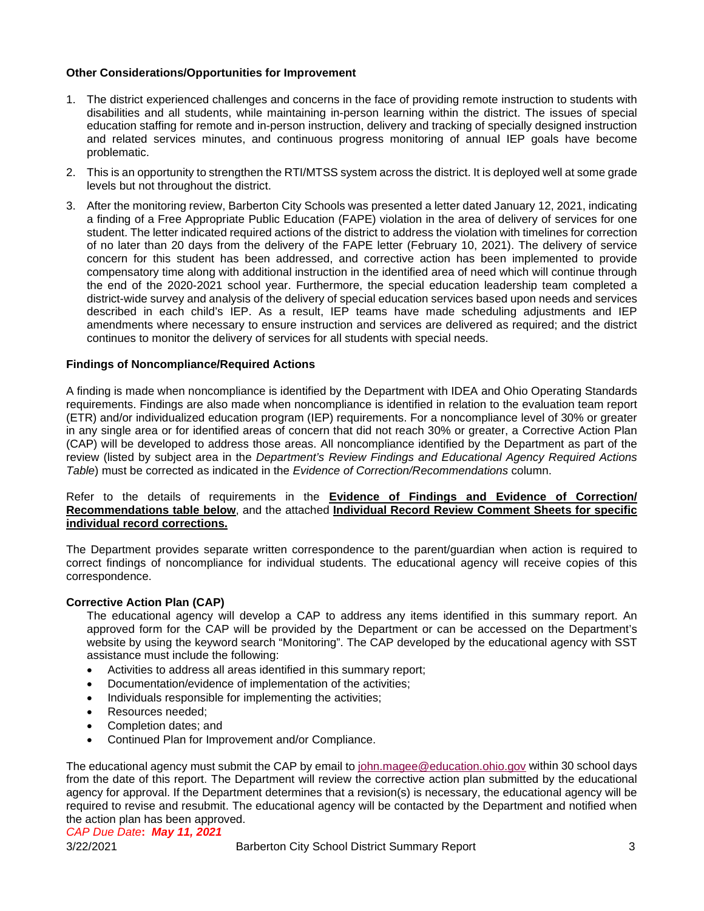**Other Considerations/Opportunities for Improvement**

1. The district experienced challenges and concerns in the face of providing remote instruction to students with disabilities and all students, while maintaining in-person learning within the district. The issues of special education staffing for remote and in-person instruction, delivery and tracking of specially designed instruction and related services minutes, and continuous progress monitoring of annual IEP goals have become problematic.
2. This is an opportunity to strengthen the RTI/MTSS system across the district. It is deployed well at some grade levels but not throughout the district.
3. After the monitoring review, Barberton City Schools was presented a letter dated January 12, 2021, indicating a finding of a Free Appropriate Public Education (FAPE) violation in the area of delivery of services for one student. The letter indicated required actions of the district to address the violation with timelines for correction of no later than 20 days from the delivery of the FAPE letter (February 10, 2021). The delivery of service concern for this student has been addressed, and corrective action has been implemented to provide compensatory time along with additional instruction in the identified area of need which will continue through the end of the 2020-2021 school year. Furthermore, the special education leadership team completed a district-wide survey and analysis of the delivery of special education services based upon needs and services described in each child's IEP. As a result, IEP teams have made scheduling adjustments and IEP amendments where necessary to ensure instruction and services are delivered as required; and the district continues to monitor the delivery of services for all students with special needs.

**Findings of Noncompliance/Required Actions**

A finding is made when noncompliance is identified by the Department with IDEA and Ohio Operating Standards requirements. Findings are also made when noncompliance is identified in relation to the evaluation team report (ETR) and/or individualized education program (IEP) requirements. For a noncompliance level of 30% or greater in any single area or for identified areas of concern that did not reach 30% or greater, a Corrective Action Plan (CAP) will be developed to address those areas. All noncompliance identified by the Department as part of the review (listed by subject area in the *Department's Review Findings and Educational Agency Required Actions Table*) must be corrected as indicated in the *Evidence of Correction/Recommendations* column.

Refer to the details of requirements in the **Evidence of Findings and Evidence of Correction/ Recommendations table below**, and the attached **Individual Record Review Comment Sheets for specific individual record corrections.**

The Department provides separate written correspondence to the parent/guardian when action is required to correct findings of noncompliance for individual students. The educational agency will receive copies of this correspondence.

**Corrective Action Plan (CAP)**

The educational agency will develop a CAP to address any items identified in this summary report. An approved form for the CAP will be provided by the Department or can be accessed on the Department's website by using the keyword search "Monitoring". The CAP developed by the educational agency with SST assistance must include the following:

- Activities to address all areas identified in this summary report;
- Documentation/evidence of implementation of the activities;
- Individuals responsible for implementing the activities;
- Resources needed;
- Completion dates; and
- Continued Plan for Improvement and/or Compliance.

The educational agency must submit the CAP by email to john.magee@education.ohio.gov within 30 school days from the date of this report. The Department will review the corrective action plan submitted by the educational agency for approval. If the Department determines that a revision(s) is necessary, the educational agency will be required to revise and resubmit. The educational agency will be contacted by the Department and notified when the action plan has been approved.

*CAP Due Date***:** ***May 11, 2021***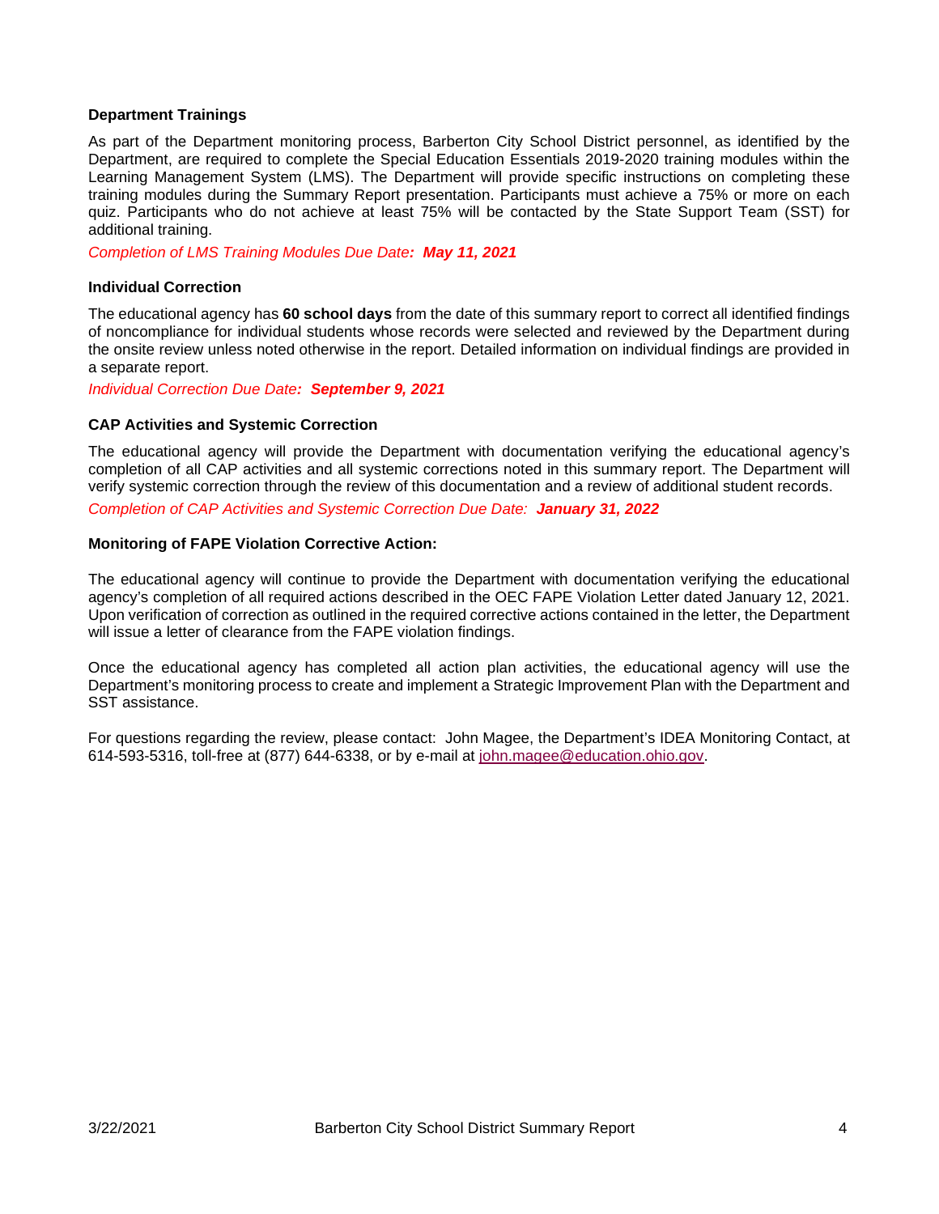### Department Trainings

As part of the Department monitoring process, Barberton City School District personnel, as identified by the Department, are required to complete the Special Education Essentials 2019-2020 training modules within the Learning Management System (LMS). The Department will provide specific instructions on completing these training modules during the Summary Report presentation. Participants must achieve a 75% or more on each quiz. Participants who do not achieve at least 75% will be contacted by the State Support Team (SST) for additional training.

*Completion of LMS Training Modules Due Date: **May 11, 2021***

### Individual Correction

The educational agency has **60 school days** from the date of this summary report to correct all identified findings of noncompliance for individual students whose records were selected and reviewed by the Department during the onsite review unless noted otherwise in the report. Detailed information on individual findings are provided in a separate report.

*Individual Correction Due Date: **September 9, 2021***

### CAP Activities and Systemic Correction

The educational agency will provide the Department with documentation verifying the educational agency's completion of all CAP activities and all systemic corrections noted in this summary report. The Department will verify systemic correction through the review of this documentation and a review of additional student records.

*Completion of CAP Activities and Systemic Correction Due Date: **January 31, 2022***

### Monitoring of FAPE Violation Corrective Action:

The educational agency will continue to provide the Department with documentation verifying the educational agency's completion of all required actions described in the OEC FAPE Violation Letter dated January 12, 2021. Upon verification of correction as outlined in the required corrective actions contained in the letter, the Department will issue a letter of clearance from the FAPE violation findings.

Once the educational agency has completed all action plan activities, the educational agency will use the Department's monitoring process to create and implement a Strategic Improvement Plan with the Department and SST assistance.

For questions regarding the review, please contact: John Magee, the Department's IDEA Monitoring Contact, at 614-593-5316, toll-free at (877) 644-6338, or by e-mail at john.magee@education.ohio.gov.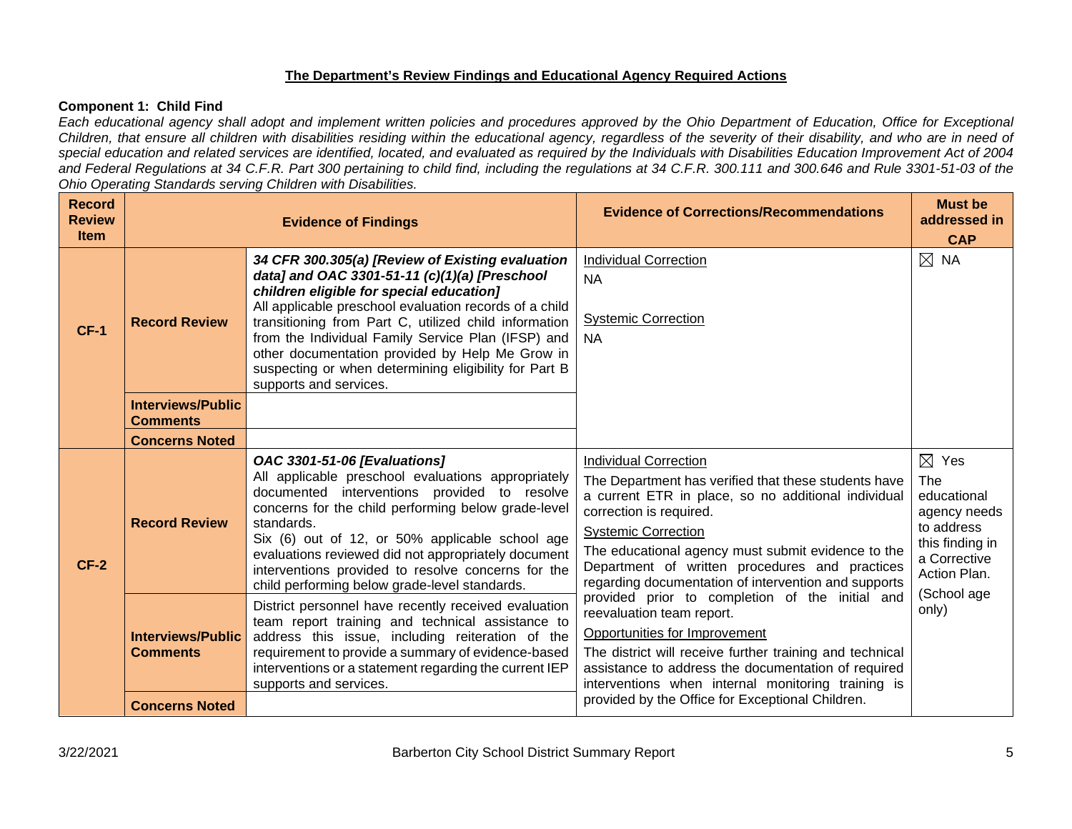## The Department's Review Findings and Educational Agency Required Actions

**Component 1: Child Find**

*Each educational agency shall adopt and implement written policies and procedures approved by the Ohio Department of Education, Office for Exceptional Children, that ensure all children with disabilities residing within the educational agency, regardless of the severity of their disability, and who are in need of special education and related services are identified, located, and evaluated as required by the Individuals with Disabilities Education Improvement Act of 2004 and Federal Regulations at 34 C.F.R. Part 300 pertaining to child find, including the regulations at 34 C.F.R. 300.111 and 300.646 and Rule 3301-51-03 of the Ohio Operating Standards serving Children with Disabilities.*

| Record Review Item | Evidence of Findings | | Evidence of Corrections/Recommendations | Must be addressed in CAP |
|---|---|---|---|---|
| **CF-1** | **Record Review** | ***34 CFR 300.305(a) [Review of Existing evaluation data] and OAC 3301-51-11 (c)(1)(a) [Preschool children eligible for special education]*** All applicable preschool evaluation records of a child transitioning from Part C, utilized child information from the Individual Family Service Plan (IFSP) and other documentation provided by Help Me Grow in suspecting or when determining eligibility for Part B supports and services. | Individual Correction<br>NA<br><br>Systemic Correction<br>NA | ☒ NA |
| | **Interviews/Public Comments** | | | |
| | **Concerns Noted** | | | |
| **CF-2** | **Record Review** | ***OAC 3301-51-06 [Evaluations]*** All applicable preschool evaluations appropriately documented interventions provided to resolve concerns for the child performing below grade-level standards.<br>Six (6) out of 12, or 50% applicable school age evaluations reviewed did not appropriately document interventions provided to resolve concerns for the child performing below grade-level standards. | Individual Correction<br>The Department has verified that these students have a current ETR in place, so no additional individual correction is required.<br>Systemic Correction<br>The educational agency must submit evidence to the Department of written procedures and practices regarding documentation of intervention and supports provided prior to completion of the initial and reevaluation team report.<br>Opportunities for Improvement<br>The district will receive further training and technical assistance to address the documentation of required interventions when internal monitoring training is provided by the Office for Exceptional Children. | ☒ Yes<br>The educational agency needs to address this finding in a Corrective Action Plan.<br>(School age only) |
| | **Interviews/Public Comments** | District personnel have recently received evaluation team report training and technical assistance to address this issue, including reiteration of the requirement to provide a summary of evidence-based interventions or a statement regarding the current IEP supports and services. | | |
| | **Concerns Noted** | | | |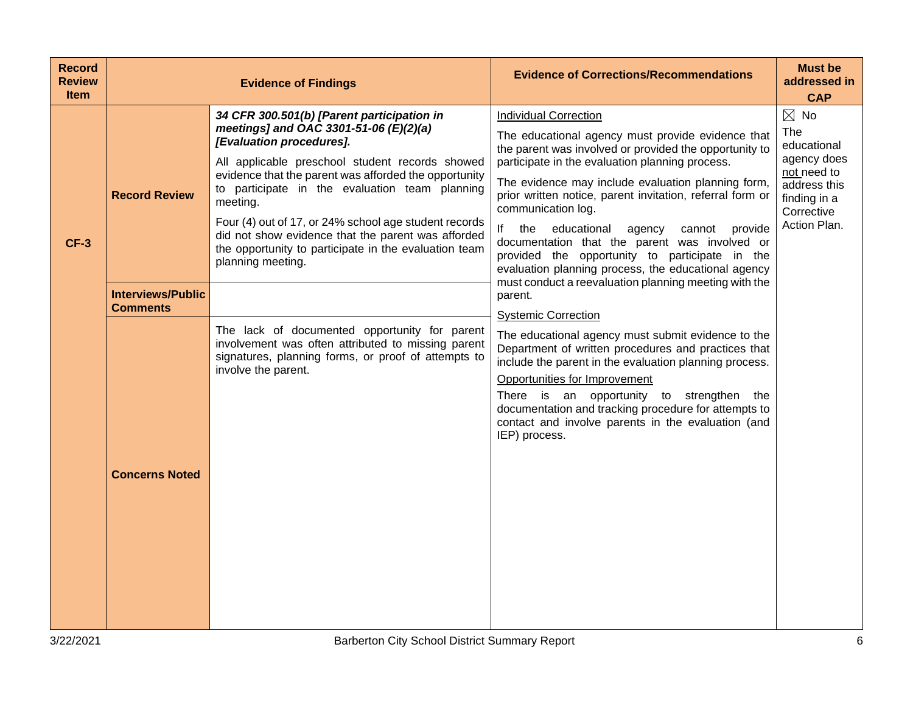| Record Review Item | Evidence of Findings | | Evidence of Corrections/Recommendations | Must be addressed in CAP |
|---|---|---|---|---|
| CF-3 | Record Review | ***34 CFR 300.501(b) [Parent participation in meetings] and OAC 3301-51-06 (E)(2)(a) [Evaluation procedures].***<br><br>All applicable preschool student records showed evidence that the parent was afforded the opportunity to participate in the evaluation team planning meeting.<br><br>Four (4) out of 17, or 24% school age student records did not show evidence that the parent was afforded the opportunity to participate in the evaluation team planning meeting. | <u>Individual Correction</u><br><br>The educational agency must provide evidence that the parent was involved or provided the opportunity to participate in the evaluation planning process.<br><br>The evidence may include evaluation planning form, prior written notice, parent invitation, referral form or communication log.<br><br>If the educational agency cannot provide documentation that the parent was involved or provided the opportunity to participate in the evaluation planning process, the educational agency must conduct a reevaluation planning meeting with the parent.<br><br><u>Systemic Correction</u><br><br>The educational agency must submit evidence to the Department of written procedures and practices that include the parent in the evaluation planning process.<br><br><u>Opportunities for Improvement</u><br><br>There is an opportunity to strengthen the documentation and tracking procedure for attempts to contact and involve parents in the evaluation (and IEP) process. | ☒ No<br><br>The educational agency does <u>not</u> need to address this finding in a Corrective Action Plan. |
| | Interviews/Public Comments | | | |
| | Concerns Noted | The lack of documented opportunity for parent involvement was often attributed to missing parent signatures, planning forms, or proof of attempts to involve the parent. | | |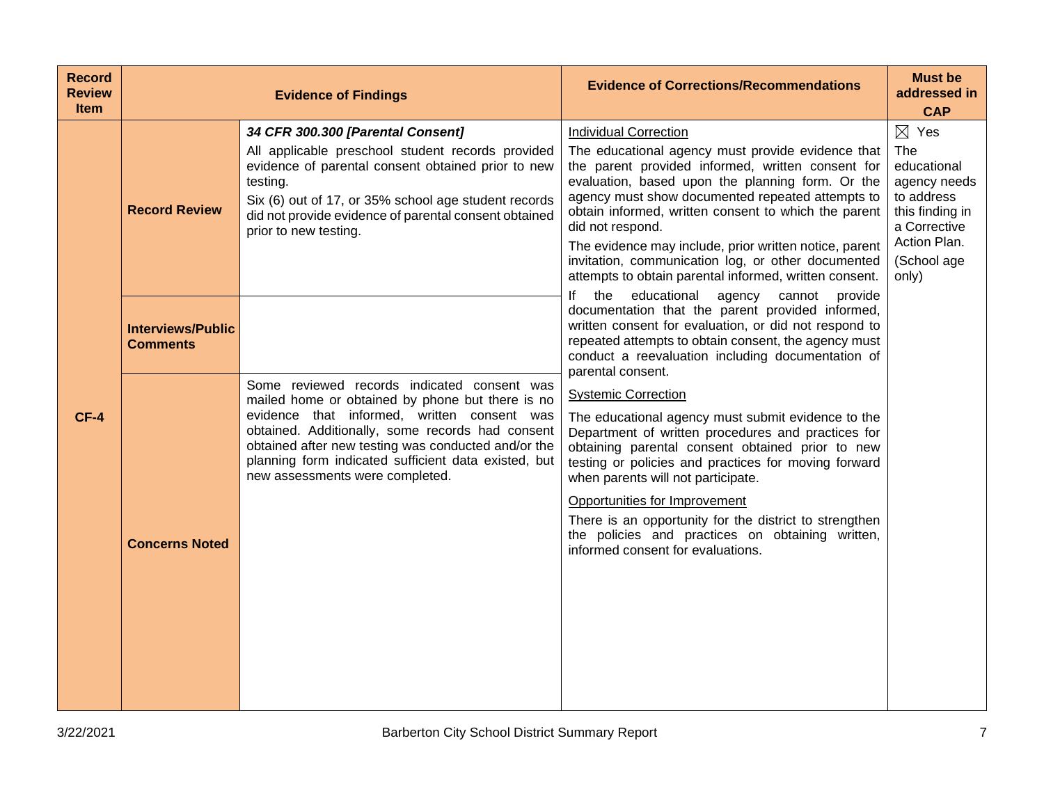| Record Review Item | Evidence of Findings | | Evidence of Corrections/Recommendations | Must be addressed in CAP |
|---|---|---|---|---|
| CF-4 | **Record Review** | ***34 CFR 300.300 [Parental Consent]***<br>All applicable preschool student records provided evidence of parental consent obtained prior to new testing.<br>Six (6) out of 17, or 35% school age student records did not provide evidence of parental consent obtained prior to new testing. | <u>Individual Correction</u><br>The educational agency must provide evidence that the parent provided informed, written consent for evaluation, based upon the planning form. Or the agency must show documented repeated attempts to obtain informed, written consent to which the parent did not respond.<br>The evidence may include, prior written notice, parent invitation, communication log, or other documented attempts to obtain parental informed, written consent.<br>If the educational agency cannot provide documentation that the parent provided informed, written consent for evaluation, or did not respond to repeated attempts to obtain consent, the agency must conduct a reevaluation including documentation of parental consent.<br><u>Systemic Correction</u><br>The educational agency must submit evidence to the Department of written procedures and practices for obtaining parental consent obtained prior to new testing or policies and practices for moving forward when parents will not participate.<br><u>Opportunities for Improvement</u><br>There is an opportunity for the district to strengthen the policies and practices on obtaining written, informed consent for evaluations. | ☒ Yes<br>The educational agency needs to address this finding in a Corrective Action Plan.<br>(School age only) |
| | **Interviews/Public Comments** | | | |
| | **Concerns Noted** | Some reviewed records indicated consent was mailed home or obtained by phone but there is no evidence that informed, written consent was obtained. Additionally, some records had consent obtained after new testing was conducted and/or the planning form indicated sufficient data existed, but new assessments were completed. | | |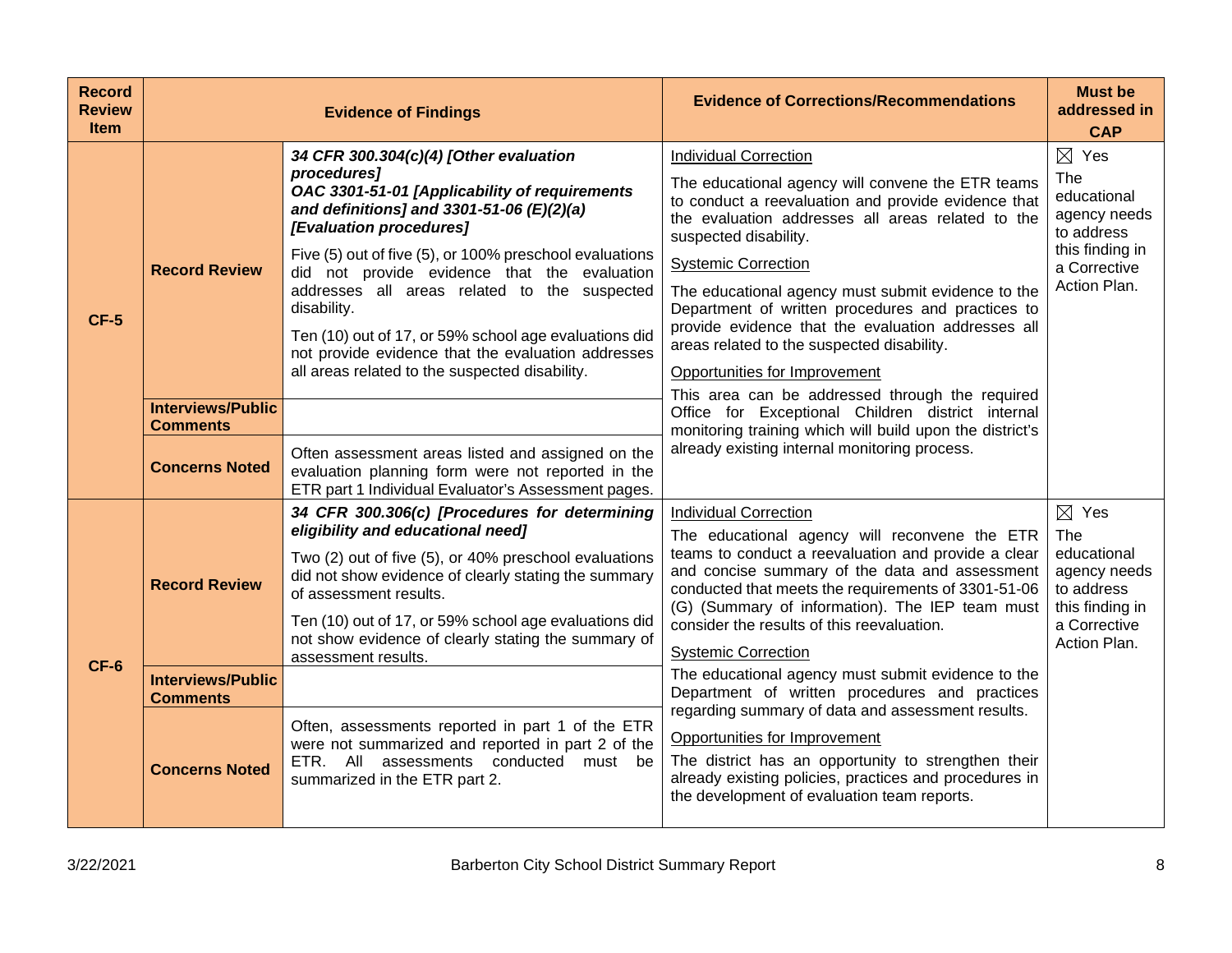| Record Review Item | Evidence of Findings | | Evidence of Corrections/Recommendations | Must be addressed in CAP |
|---|---|---|---|---|
| CF-5 | Record Review | ***34 CFR 300.304(c)(4) [Other evaluation procedures]*** ***OAC 3301-51-01 [Applicability of requirements and definitions] and 3301-51-06 (E)(2)(a) [Evaluation procedures]*** Five (5) out of five (5), or 100% preschool evaluations did not provide evidence that the evaluation addresses all areas related to the suspected disability. Ten (10) out of 17, or 59% school age evaluations did not provide evidence that the evaluation addresses all areas related to the suspected disability. | Individual Correction The educational agency will convene the ETR teams to conduct a reevaluation and provide evidence that the evaluation addresses all areas related to the suspected disability. Systemic Correction The educational agency must submit evidence to the Department of written procedures and practices to provide evidence that the evaluation addresses all areas related to the suspected disability. Opportunities for Improvement This area can be addressed through the required Office for Exceptional Children district internal monitoring training which will build upon the district's already existing internal monitoring process. | ☒ Yes The educational agency needs to address this finding in a Corrective Action Plan. |
| | Interviews/Public Comments | | | |
| | Concerns Noted | Often assessment areas listed and assigned on the evaluation planning form were not reported in the ETR part 1 Individual Evaluator's Assessment pages. | | |
| CF-6 | Record Review | ***34 CFR 300.306(c) [Procedures for determining eligibility and educational need]*** Two (2) out of five (5), or 40% preschool evaluations did not show evidence of clearly stating the summary of assessment results. Ten (10) out of 17, or 59% school age evaluations did not show evidence of clearly stating the summary of assessment results. | Individual Correction The educational agency will reconvene the ETR teams to conduct a reevaluation and provide a clear and concise summary of the data and assessment conducted that meets the requirements of 3301-51-06 (G) (Summary of information). The IEP team must consider the results of this reevaluation. Systemic Correction The educational agency must submit evidence to the Department of written procedures and practices regarding summary of data and assessment results. Opportunities for Improvement The district has an opportunity to strengthen their already existing policies, practices and procedures in the development of evaluation team reports. | ☒ Yes The educational agency needs to address this finding in a Corrective Action Plan. |
| | Interviews/Public Comments | | | |
| | Concerns Noted | Often, assessments reported in part 1 of the ETR were not summarized and reported in part 2 of the ETR. All assessments conducted must be summarized in the ETR part 2. | | |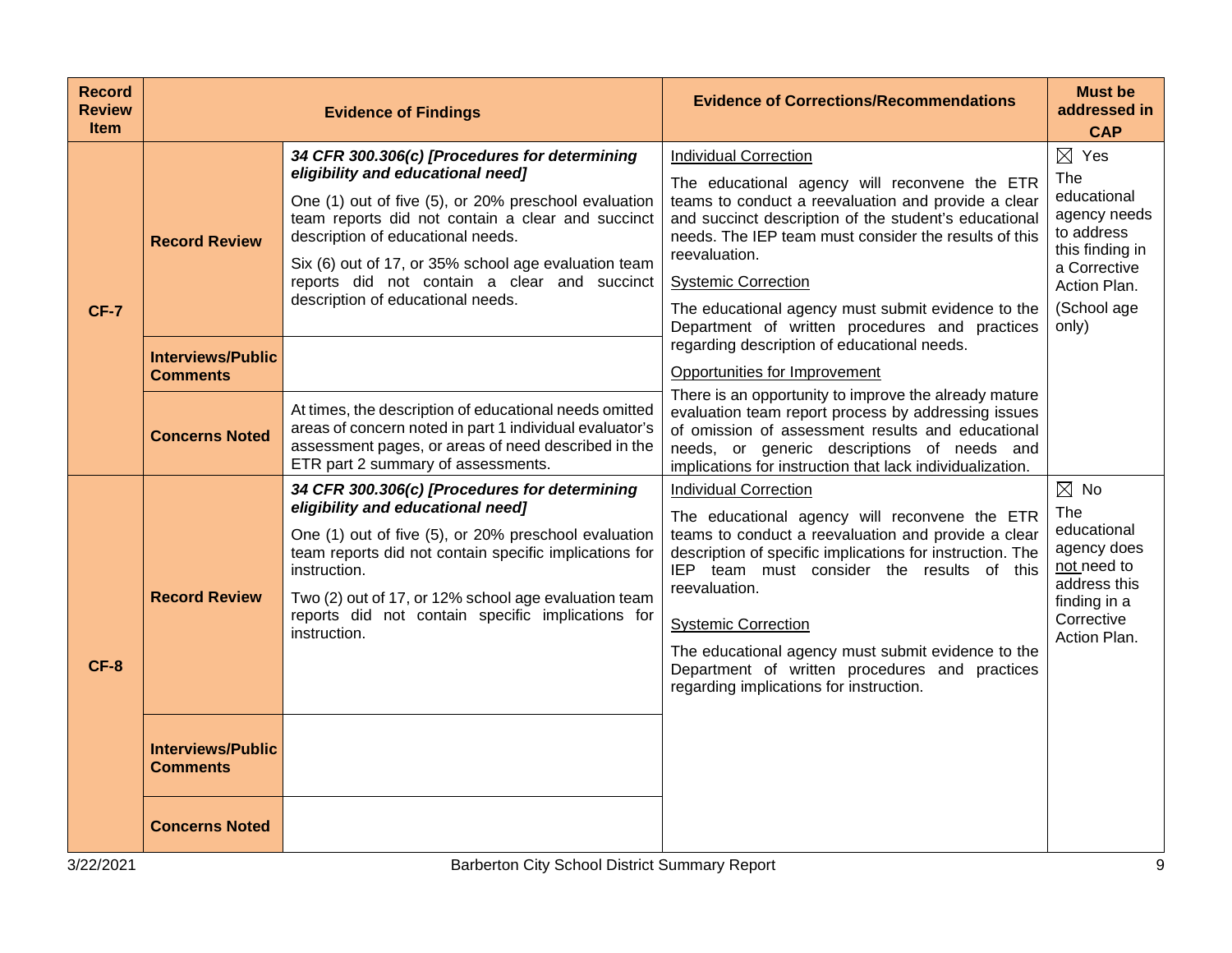| Record Review Item | Evidence of Findings | | Evidence of Corrections/Recommendations | Must be addressed in CAP |
|---|---|---|---|---|
| **CF-7** | **Record Review** | ***34 CFR 300.306(c) [Procedures for determining eligibility and educational need]***<br><br>One (1) out of five (5), or 20% preschool evaluation team reports did not contain a clear and succinct description of educational needs.<br><br>Six (6) out of 17, or 35% school age evaluation team reports did not contain a clear and succinct description of educational needs. | Individual Correction<br><br>The educational agency will reconvene the ETR teams to conduct a reevaluation and provide a clear and succinct description of the student's educational needs. The IEP team must consider the results of this reevaluation.<br><br>Systemic Correction<br><br>The educational agency must submit evidence to the Department of written procedures and practices regarding description of educational needs.<br><br>Opportunities for Improvement<br><br>There is an opportunity to improve the already mature evaluation team report process by addressing issues of omission of assessment results and educational needs, or generic descriptions of needs and implications for instruction that lack individualization. | ☒ Yes<br><br>The educational agency needs to address this finding in a Corrective Action Plan.<br><br>(School age only) |
| | **Interviews/Public Comments** | | | |
| | **Concerns Noted** | At times, the description of educational needs omitted areas of concern noted in part 1 individual evaluator's assessment pages, or areas of need described in the ETR part 2 summary of assessments. | | |
| **CF-8** | **Record Review** | ***34 CFR 300.306(c) [Procedures for determining eligibility and educational need]***<br><br>One (1) out of five (5), or 20% preschool evaluation team reports did not contain specific implications for instruction.<br><br>Two (2) out of 17, or 12% school age evaluation team reports did not contain specific implications for instruction. | Individual Correction<br><br>The educational agency will reconvene the ETR teams to conduct a reevaluation and provide a clear description of specific implications for instruction. The IEP team must consider the results of this reevaluation.<br><br>Systemic Correction<br><br>The educational agency must submit evidence to the Department of written procedures and practices regarding implications for instruction. | ☒ No<br><br>The educational agency does not need to address this finding in a Corrective Action Plan. |
| | **Interviews/Public Comments** | | | |
| | **Concerns Noted** | | | |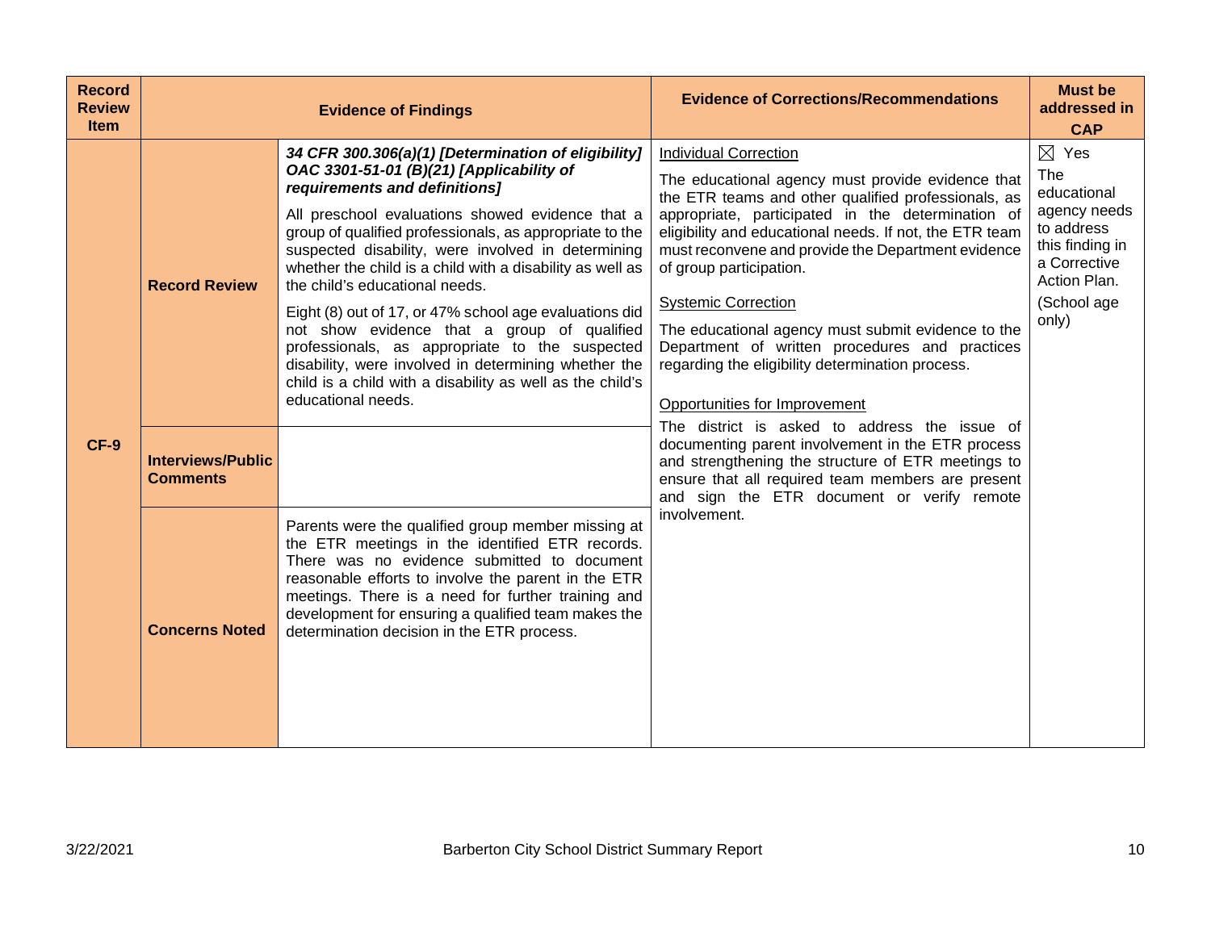| Record Review Item | Evidence of Findings | | Evidence of Corrections/Recommendations | Must be addressed in CAP |
|---|---|---|---|---|
| CF-9 | **Record Review** | ***34 CFR 300.306(a)(1) [Determination of eligibility] OAC 3301-51-01 (B)(21) [Applicability of requirements and definitions]***<br><br>All preschool evaluations showed evidence that a group of qualified professionals, as appropriate to the suspected disability, were involved in determining whether the child is a child with a disability as well as the child's educational needs.<br><br>Eight (8) out of 17, or 47% school age evaluations did not show evidence that a group of qualified professionals, as appropriate to the suspected disability, were involved in determining whether the child is a child with a disability as well as the child's educational needs. | Individual Correction<br><br>The educational agency must provide evidence that the ETR teams and other qualified professionals, as appropriate, participated in the determination of eligibility and educational needs. If not, the ETR team must reconvene and provide the Department evidence of group participation.<br><br>Systemic Correction<br><br>The educational agency must submit evidence to the Department of written procedures and practices regarding the eligibility determination process.<br><br>Opportunities for Improvement<br><br>The district is asked to address the issue of documenting parent involvement in the ETR process and strengthening the structure of ETR meetings to ensure that all required team members are present and sign the ETR document or verify remote involvement. | ☒ Yes<br>The educational agency needs to address this finding in a Corrective Action Plan.<br><br>(School age only) |
| | **Interviews/Public Comments** | | | |
| | **Concerns Noted** | Parents were the qualified group member missing at the ETR meetings in the identified ETR records. There was no evidence submitted to document reasonable efforts to involve the parent in the ETR meetings. There is a need for further training and development for ensuring a qualified team makes the determination decision in the ETR process. | | |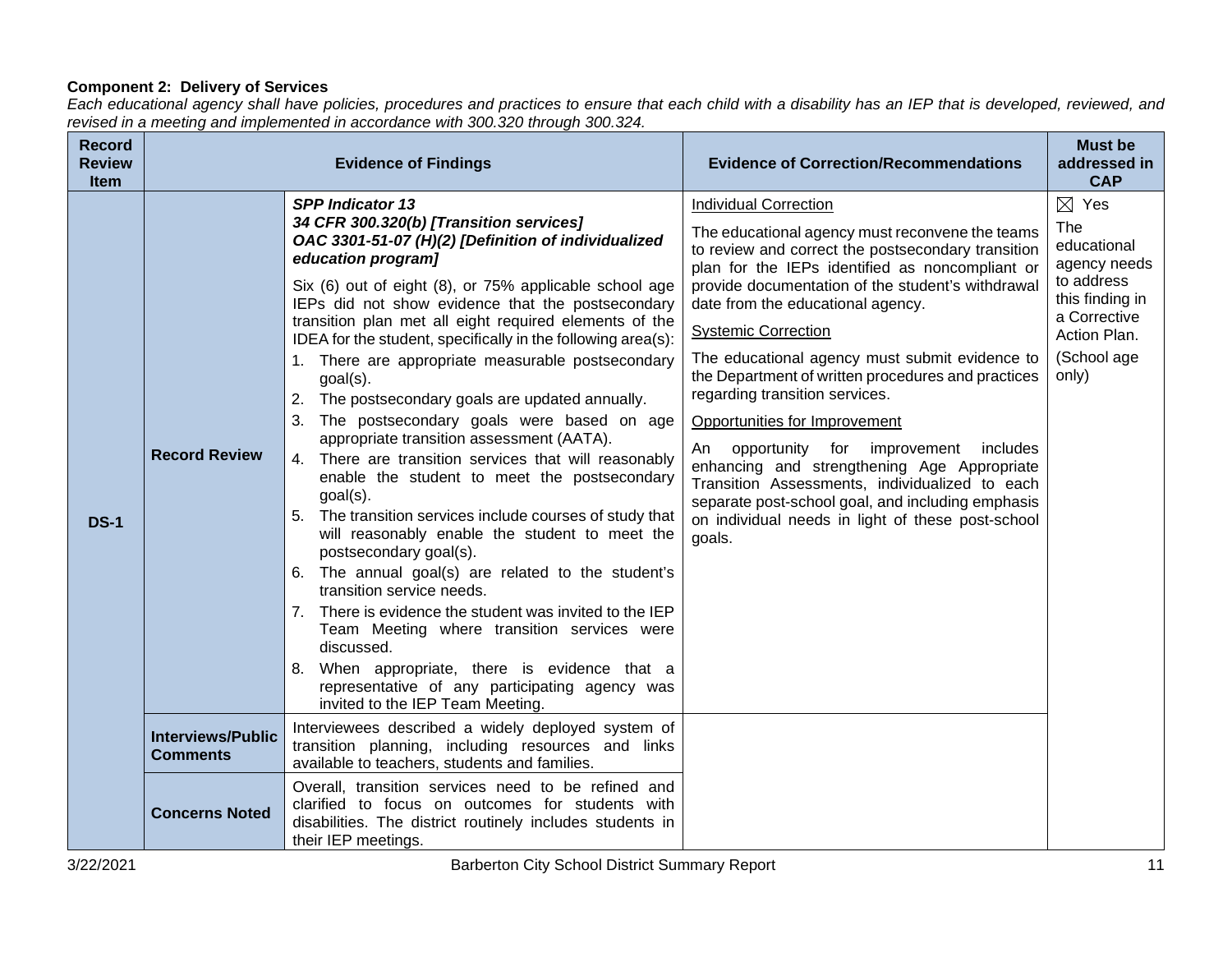**Component 2: Delivery of Services**

*Each educational agency shall have policies, procedures and practices to ensure that each child with a disability has an IEP that is developed, reviewed, and revised in a meeting and implemented in accordance with 300.320 through 300.324.*

| Record Review Item | Evidence of Findings | | Evidence of Correction/Recommendations | Must be addressed in CAP |
|---|---|---|---|---|
| **DS-1** | **Record Review** | ***SPP Indicator 13*** <br> ***34 CFR 300.320(b) [Transition services]*** <br> ***OAC 3301-51-07 (H)(2) [Definition of individualized education program]*** <br><br> Six (6) out of eight (8), or 75% applicable school age IEPs did not show evidence that the postsecondary transition plan met all eight required elements of the IDEA for the student, specifically in the following area(s): <br> 1. There are appropriate measurable postsecondary goal(s). <br> 2. The postsecondary goals are updated annually. <br> 3. The postsecondary goals were based on age appropriate transition assessment (AATA). <br> 4. There are transition services that will reasonably enable the student to meet the postsecondary goal(s). <br> 5. The transition services include courses of study that will reasonably enable the student to meet the postsecondary goal(s). <br> 6. The annual goal(s) are related to the student's transition service needs. <br> 7. There is evidence the student was invited to the IEP Team Meeting where transition services were discussed. <br> 8. When appropriate, there is evidence that a representative of any participating agency was invited to the IEP Team Meeting. | Individual Correction <br><br> The educational agency must reconvene the teams to review and correct the postsecondary transition plan for the IEPs identified as noncompliant or provide documentation of the student's withdrawal date from the educational agency. <br><br> Systemic Correction <br><br> The educational agency must submit evidence to the Department of written procedures and practices regarding transition services. <br><br> Opportunities for Improvement <br><br> An opportunity for improvement includes enhancing and strengthening Age Appropriate Transition Assessments, individualized to each separate post-school goal, and including emphasis on individual needs in light of these post-school goals. | ☒ Yes <br> The educational agency needs to address this finding in a Corrective Action Plan. <br> (School age only) |
| | **Interviews/Public Comments** | Interviewees described a widely deployed system of transition planning, including resources and links available to teachers, students and families. | | |
| | **Concerns Noted** | Overall, transition services need to be refined and clarified to focus on outcomes for students with disabilities. The district routinely includes students in their IEP meetings. | | |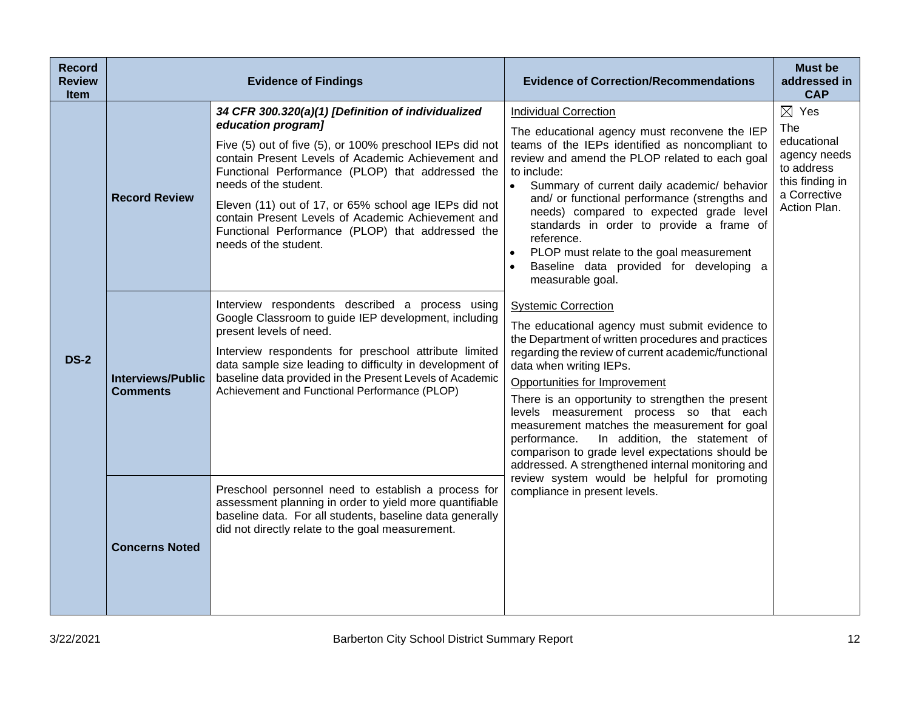| Record Review Item | Evidence of Findings | | Evidence of Correction/Recommendations | Must be addressed in CAP |
|---|---|---|---|---|
| DS-2 | **Record Review** | ***34 CFR 300.320(a)(1) [Definition of individualized education program]***<br><br>Five (5) out of five (5), or 100% preschool IEPs did not contain Present Levels of Academic Achievement and Functional Performance (PLOP) that addressed the needs of the student.<br><br>Eleven (11) out of 17, or 65% school age IEPs did not contain Present Levels of Academic Achievement and Functional Performance (PLOP) that addressed the needs of the student. | Individual Correction<br><br>The educational agency must reconvene the IEP teams of the IEPs identified as noncompliant to review and amend the PLOP related to each goal to include:<br>• Summary of current daily academic/ behavior and/ or functional performance (strengths and needs) compared to expected grade level standards in order to provide a frame of reference.<br>• PLOP must relate to the goal measurement<br>• Baseline data provided for developing a measurable goal.<br><br>Systemic Correction<br><br>The educational agency must submit evidence to the Department of written procedures and practices regarding the review of current academic/functional data when writing IEPs.<br><br>Opportunities for Improvement<br><br>There is an opportunity to strengthen the present levels measurement process so that each measurement matches the measurement for goal performance. In addition, the statement of comparison to grade level expectations should be addressed. A strengthened internal monitoring and review system would be helpful for promoting compliance in present levels. | ☒ Yes<br>The educational agency needs to address this finding in a Corrective Action Plan. |
| | **Interviews/Public Comments** | Interview respondents described a process using Google Classroom to guide IEP development, including present levels of need.<br><br>Interview respondents for preschool attribute limited data sample size leading to difficulty in development of baseline data provided in the Present Levels of Academic Achievement and Functional Performance (PLOP) | | |
| | **Concerns Noted** | Preschool personnel need to establish a process for assessment planning in order to yield more quantifiable baseline data. For all students, baseline data generally did not directly relate to the goal measurement. | | |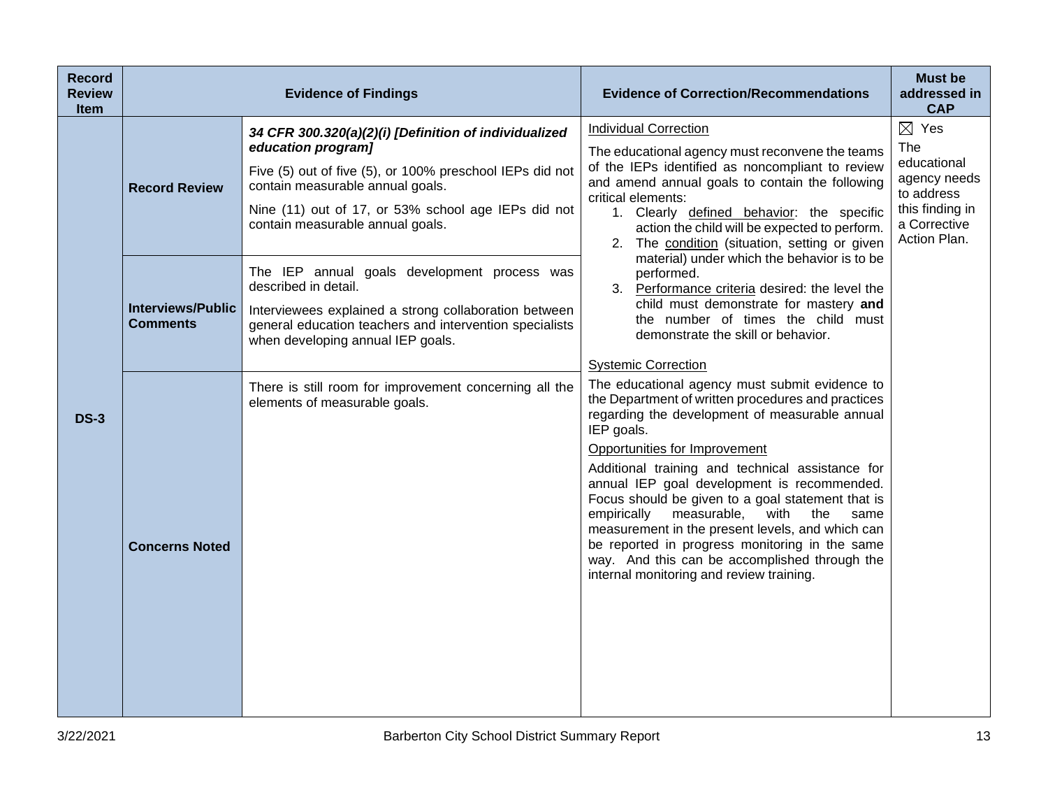| Record Review Item | Evidence of Findings | | Evidence of Correction/Recommendations | Must be addressed in CAP |
|---|---|---|---|---|
| DS-3 | **Record Review** | ***34 CFR 300.320(a)(2)(i) [Definition of individualized education program]***<br><br>Five (5) out of five (5), or 100% preschool IEPs did not contain measurable annual goals.<br><br>Nine (11) out of 17, or 53% school age IEPs did not contain measurable annual goals. | <u>Individual Correction</u><br><br>The educational agency must reconvene the teams of the IEPs identified as noncompliant to review and amend annual goals to contain the following critical elements:<br>1. Clearly <u>defined behavior</u>: the specific action the child will be expected to perform.<br>2. The <u>condition</u> (situation, setting or given material) under which the behavior is to be performed.<br>3. <u>Performance criteria</u> desired: the level the child must demonstrate for mastery **and** the number of times the child must demonstrate the skill or behavior.<br><br><u>Systemic Correction</u><br><br>The educational agency must submit evidence to the Department of written procedures and practices regarding the development of measurable annual IEP goals.<br><br><u>Opportunities for Improvement</u><br><br>Additional training and technical assistance for annual IEP goal development is recommended. Focus should be given to a goal statement that is empirically measurable, with the same measurement in the present levels, and which can be reported in progress monitoring in the same way. And this can be accomplished through the internal monitoring and review training. | ☒ Yes<br><br>The educational agency needs to address this finding in a Corrective Action Plan. |
| | **Interviews/Public Comments** | The IEP annual goals development process was described in detail.<br><br>Interviewees explained a strong collaboration between general education teachers and intervention specialists when developing annual IEP goals. | | |
| | **Concerns Noted** | There is still room for improvement concerning all the elements of measurable goals. | | |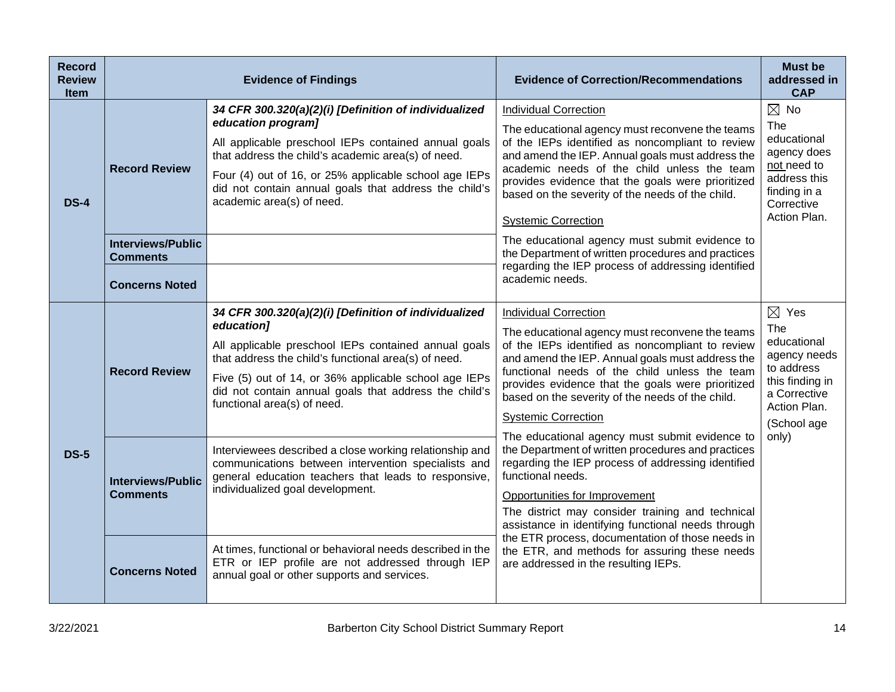| Record Review Item | Evidence of Findings | | Evidence of Correction/Recommendations | Must be addressed in CAP |
|---|---|---|---|---|
| DS-4 | Record Review | ***34 CFR 300.320(a)(2)(i) [Definition of individualized education program]***<br><br>All applicable preschool IEPs contained annual goals that address the child's academic area(s) of need.<br><br>Four (4) out of 16, or 25% applicable school age IEPs did not contain annual goals that address the child's academic area(s) of need. | <u>Individual Correction</u><br><br>The educational agency must reconvene the teams of the IEPs identified as noncompliant to review and amend the IEP. Annual goals must address the academic needs of the child unless the team provides evidence that the goals were prioritized based on the severity of the needs of the child.<br><br><u>Systemic Correction</u><br><br>The educational agency must submit evidence to the Department of written procedures and practices regarding the IEP process of addressing identified academic needs. | ☒ No<br><br>The educational agency does <u>not</u> need to address this finding in a Corrective Action Plan. |
| | Interviews/Public Comments | | | |
| | Concerns Noted | | | |
| DS-5 | Record Review | ***34 CFR 300.320(a)(2)(i) [Definition of individualized education]***<br><br>All applicable preschool IEPs contained annual goals that address the child's functional area(s) of need.<br><br>Five (5) out of 14, or 36% applicable school age IEPs did not contain annual goals that address the child's functional area(s) of need. | <u>Individual Correction</u><br><br>The educational agency must reconvene the teams of the IEPs identified as noncompliant to review and amend the IEP. Annual goals must address the functional needs of the child unless the team provides evidence that the goals were prioritized based on the severity of the needs of the child.<br><br><u>Systemic Correction</u><br><br>The educational agency must submit evidence to the Department of written procedures and practices regarding the IEP process of addressing identified functional needs.<br><br><u>Opportunities for Improvement</u><br><br>The district may consider training and technical assistance in identifying functional needs through the ETR process, documentation of those needs in the ETR, and methods for assuring these needs are addressed in the resulting IEPs. | ☒ Yes<br><br>The educational agency needs to address this finding in a Corrective Action Plan.<br><br>(School age only) |
| | Interviews/Public Comments | Interviewees described a close working relationship and communications between intervention specialists and general education teachers that leads to responsive, individualized goal development. | | |
| | Concerns Noted | At times, functional or behavioral needs described in the ETR or IEP profile are not addressed through IEP annual goal or other supports and services. | | |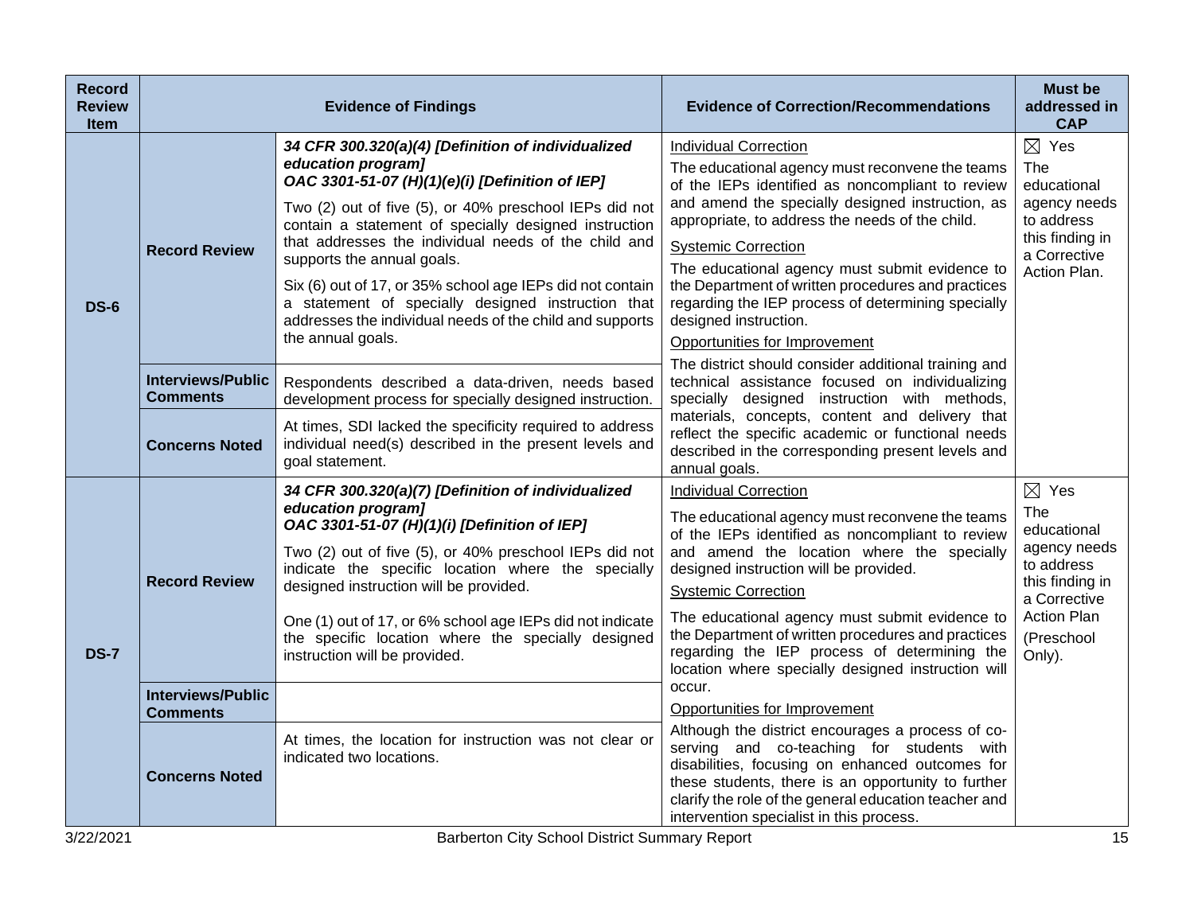| Record Review Item | Evidence of Findings | | Evidence of Correction/Recommendations | Must be addressed in CAP |
|---|---|---|---|---|
| **DS-6** | **Record Review** | ***34 CFR 300.320(a)(4) [Definition of individualized education program]*** ***OAC 3301-51-07 (H)(1)(e)(i) [Definition of IEP]*** Two (2) out of five (5), or 40% preschool IEPs did not contain a statement of specially designed instruction that addresses the individual needs of the child and supports the annual goals. Six (6) out of 17, or 35% school age IEPs did not contain a statement of specially designed instruction that addresses the individual needs of the child and supports the annual goals. | Individual Correction The educational agency must reconvene the teams of the IEPs identified as noncompliant to review and amend the specially designed instruction, as appropriate, to address the needs of the child. Systemic Correction The educational agency must submit evidence to the Department of written procedures and practices regarding the IEP process of determining specially designed instruction. Opportunities for Improvement The district should consider additional training and technical assistance focused on individualizing specially designed instruction with methods, materials, concepts, content and delivery that reflect the specific academic or functional needs described in the corresponding present levels and annual goals. | ☒ Yes The educational agency needs to address this finding in a Corrective Action Plan. |
| | **Interviews/Public Comments** | Respondents described a data-driven, needs based development process for specially designed instruction. | | |
| | **Concerns Noted** | At times, SDI lacked the specificity required to address individual need(s) described in the present levels and goal statement. | | |
| **DS-7** | **Record Review** | ***34 CFR 300.320(a)(7) [Definition of individualized education program]*** ***OAC 3301-51-07 (H)(1)(i) [Definition of IEP]*** Two (2) out of five (5), or 40% preschool IEPs did not indicate the specific location where the specially designed instruction will be provided. One (1) out of 17, or 6% school age IEPs did not indicate the specific location where the specially designed instruction will be provided. | Individual Correction The educational agency must reconvene the teams of the IEPs identified as noncompliant to review and amend the location where the specially designed instruction will be provided. Systemic Correction The educational agency must submit evidence to the Department of written procedures and practices regarding the IEP process of determining the location where specially designed instruction will occur. Opportunities for Improvement Although the district encourages a process of co-serving and co-teaching for students with disabilities, focusing on enhanced outcomes for these students, there is an opportunity to further clarify the role of the general education teacher and intervention specialist in this process. | ☒ Yes The educational agency needs to address this finding in a Corrective Action Plan (Preschool Only). |
| | **Interviews/Public Comments** | | | |
| | **Concerns Noted** | At times, the location for instruction was not clear or indicated two locations. | | |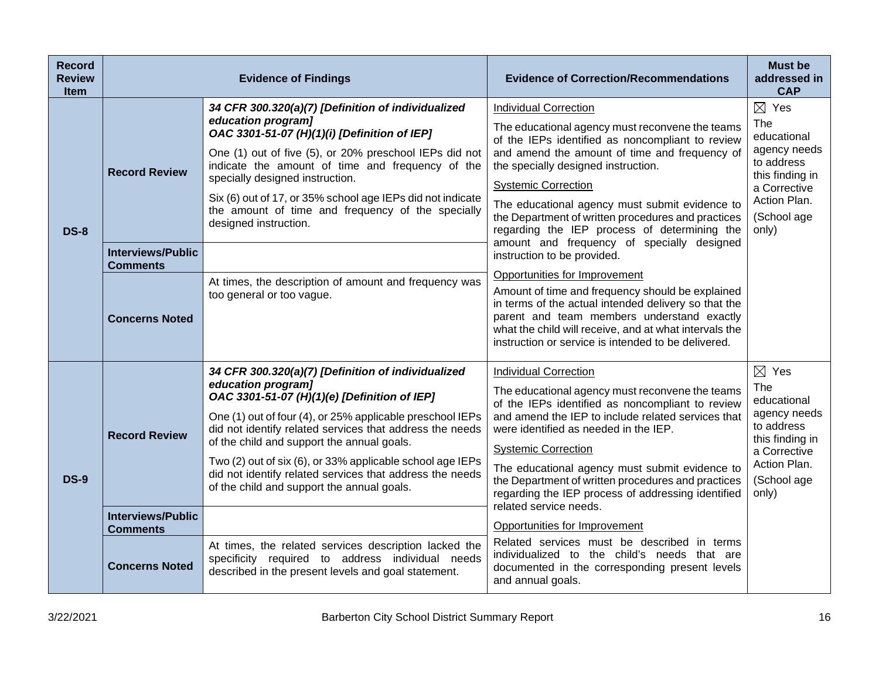| Record Review Item | Evidence of Findings | | Evidence of Correction/Recommendations | Must be addressed in CAP |
|---|---|---|---|---|
| **DS-8** | **Record Review** | ***34 CFR 300.320(a)(7) [Definition of individualized education program]*** <br> ***OAC 3301-51-07 (H)(1)(i) [Definition of IEP]*** <br><br> One (1) out of five (5), or 20% preschool IEPs did not indicate the amount of time and frequency of the specially designed instruction. <br><br> Six (6) out of 17, or 35% school age IEPs did not indicate the amount of time and frequency of the specially designed instruction. | Individual Correction <br><br> The educational agency must reconvene the teams of the IEPs identified as noncompliant to review and amend the amount of time and frequency of the specially designed instruction. <br><br> Systemic Correction <br><br> The educational agency must submit evidence to the Department of written procedures and practices regarding the IEP process of determining the amount and frequency of specially designed instruction to be provided. <br><br> Opportunities for Improvement <br><br> Amount of time and frequency should be explained in terms of the actual intended delivery so that the parent and team members understand exactly what the child will receive, and at what intervals the instruction or service is intended to be delivered. | ☒ Yes <br> The educational agency needs to address this finding in a Corrective Action Plan. <br><br> (School age only) |
| | **Interviews/Public Comments** | | | |
| | **Concerns Noted** | At times, the description of amount and frequency was too general or too vague. | | |
| **DS-9** | **Record Review** | ***34 CFR 300.320(a)(7) [Definition of individualized education program]*** <br> ***OAC 3301-51-07 (H)(1)(e) [Definition of IEP]*** <br><br> One (1) out of four (4), or 25% applicable preschool IEPs did not identify related services that address the needs of the child and support the annual goals. <br><br> Two (2) out of six (6), or 33% applicable school age IEPs did not identify related services that address the needs of the child and support the annual goals. | Individual Correction <br><br> The educational agency must reconvene the teams of the IEPs identified as noncompliant to review and amend the IEP to include related services that were identified as needed in the IEP. <br><br> Systemic Correction <br><br> The educational agency must submit evidence to the Department of written procedures and practices regarding the IEP process of addressing identified related service needs. <br><br> Opportunities for Improvement <br><br> Related services must be described in terms individualized to the child's needs that are documented in the corresponding present levels and annual goals. | ☒ Yes <br> The educational agency needs to address this finding in a Corrective Action Plan. <br><br> (School age only) |
| | **Interviews/Public Comments** | | | |
| | **Concerns Noted** | At times, the related services description lacked the specificity required to address individual needs described in the present levels and goal statement. | | |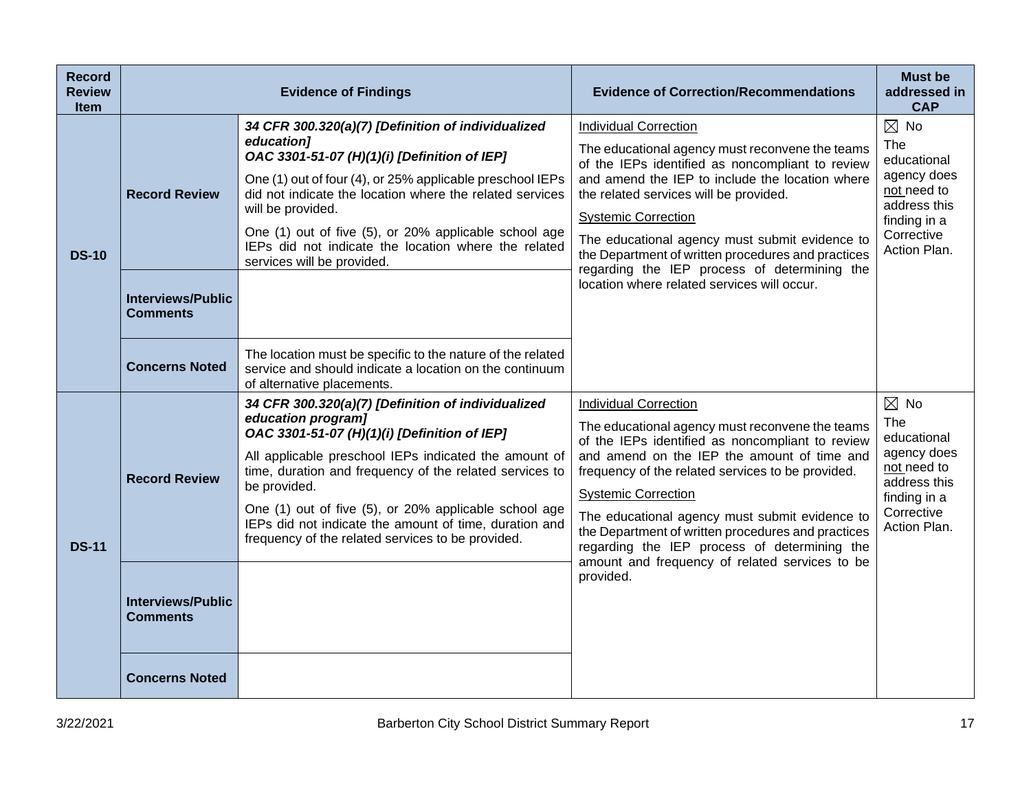| Record Review Item | Evidence of Findings | | Evidence of Correction/Recommendations | Must be addressed in CAP |
|---|---|---|---|---|
| **DS-10** | **Record Review** | ***34 CFR 300.320(a)(7) [Definition of individualized education]*** <br> ***OAC 3301-51-07 (H)(1)(i) [Definition of IEP]*** <br> One (1) out of four (4), or 25% applicable preschool IEPs did not indicate the location where the related services will be provided. <br> One (1) out of five (5), or 20% applicable school age IEPs did not indicate the location where the related services will be provided. | Individual Correction <br> The educational agency must reconvene the teams of the IEPs identified as noncompliant to review and amend the IEP to include the location where the related services will be provided. <br> Systemic Correction <br> The educational agency must submit evidence to the Department of written procedures and practices regarding the IEP process of determining the location where related services will occur. | ☒ No <br> The educational agency does not need to address this finding in a Corrective Action Plan. |
| | **Interviews/Public Comments** | | | |
| | **Concerns Noted** | The location must be specific to the nature of the related service and should indicate a location on the continuum of alternative placements. | | |
| **DS-11** | **Record Review** | ***34 CFR 300.320(a)(7) [Definition of individualized education program]*** <br> ***OAC 3301-51-07 (H)(1)(i) [Definition of IEP]*** <br> All applicable preschool IEPs indicated the amount of time, duration and frequency of the related services to be provided. <br> One (1) out of five (5), or 20% applicable school age IEPs did not indicate the amount of time, duration and frequency of the related services to be provided. | Individual Correction <br> The educational agency must reconvene the teams of the IEPs identified as noncompliant to review and amend on the IEP the amount of time and frequency of the related services to be provided. <br> Systemic Correction <br> The educational agency must submit evidence to the Department of written procedures and practices regarding the IEP process of determining the amount and frequency of related services to be provided. | ☒ No <br> The educational agency does not need to address this finding in a Corrective Action Plan. |
| | **Interviews/Public Comments** | | | |
| | **Concerns Noted** | | | |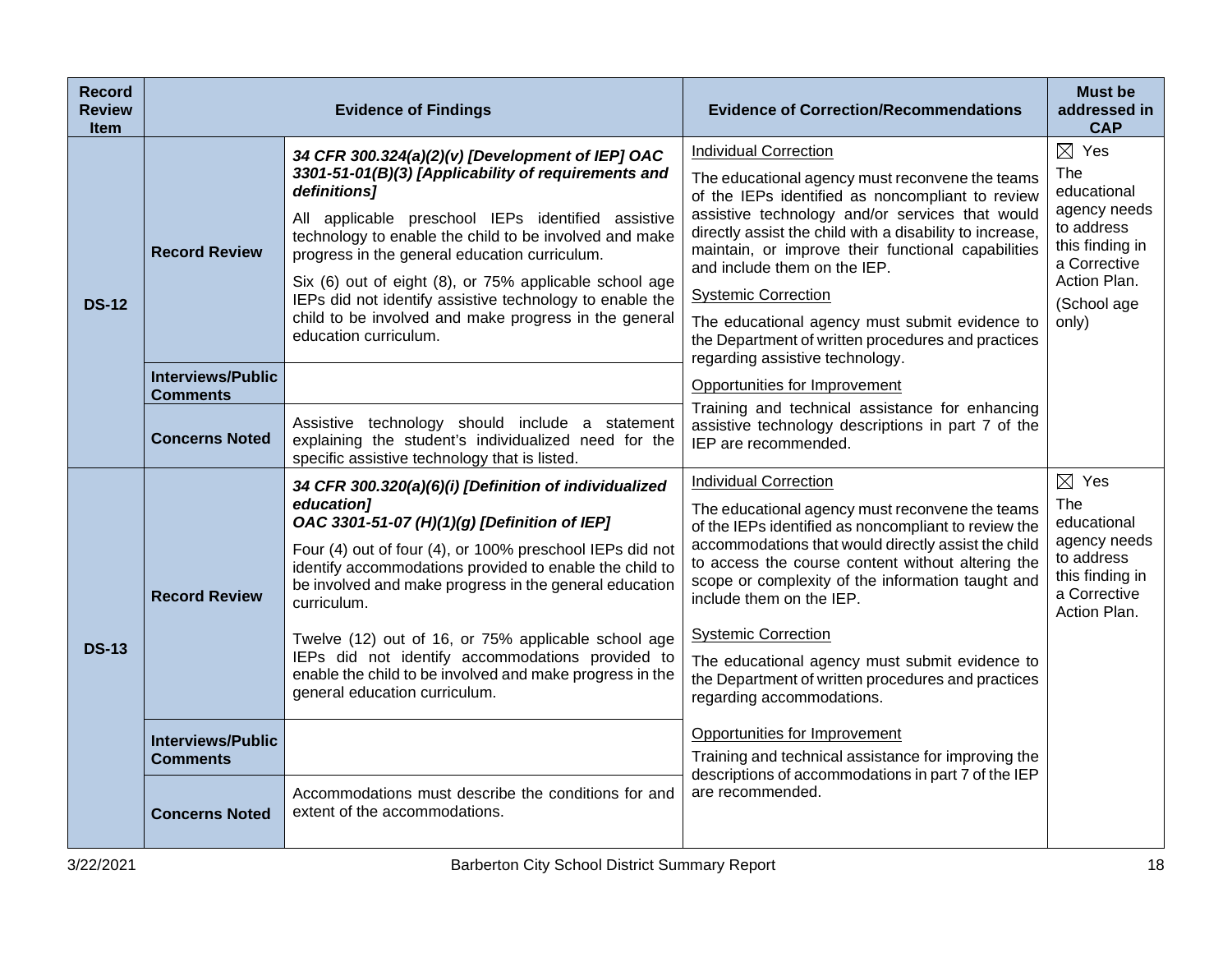| Record Review Item | Evidence of Findings | | Evidence of Correction/Recommendations | Must be addressed in CAP |
|---|---|---|---|---|
| **DS-12** | **Record Review** | ***34 CFR 300.324(a)(2)(v) [Development of IEP] OAC 3301-51-01(B)(3) [Applicability of requirements and definitions]*** <br><br> All applicable preschool IEPs identified assistive technology to enable the child to be involved and make progress in the general education curriculum. <br><br> Six (6) out of eight (8), or 75% applicable school age IEPs did not identify assistive technology to enable the child to be involved and make progress in the general education curriculum. | Individual Correction <br><br> The educational agency must reconvene the teams of the IEPs identified as noncompliant to review assistive technology and/or services that would directly assist the child with a disability to increase, maintain, or improve their functional capabilities and include them on the IEP. <br><br> Systemic Correction <br><br> The educational agency must submit evidence to the Department of written procedures and practices regarding assistive technology. <br><br> Opportunities for Improvement <br><br> Training and technical assistance for enhancing assistive technology descriptions in part 7 of the IEP are recommended. | ☒ Yes <br><br> The educational agency needs to address this finding in a Corrective Action Plan. <br><br> (School age only) |
| | **Interviews/Public Comments** | | | |
| | **Concerns Noted** | Assistive technology should include a statement explaining the student's individualized need for the specific assistive technology that is listed. | | |
| **DS-13** | **Record Review** | ***34 CFR 300.320(a)(6)(i) [Definition of individualized education]*** <br> ***OAC 3301-51-07 (H)(1)(g) [Definition of IEP]*** <br><br> Four (4) out of four (4), or 100% preschool IEPs did not identify accommodations provided to enable the child to be involved and make progress in the general education curriculum. <br><br> Twelve (12) out of 16, or 75% applicable school age IEPs did not identify accommodations provided to enable the child to be involved and make progress in the general education curriculum. | Individual Correction <br><br> The educational agency must reconvene the teams of the IEPs identified as noncompliant to review the accommodations that would directly assist the child to access the course content without altering the scope or complexity of the information taught and include them on the IEP. <br><br> Systemic Correction <br><br> The educational agency must submit evidence to the Department of written procedures and practices regarding accommodations. <br><br> Opportunities for Improvement <br><br> Training and technical assistance for improving the descriptions of accommodations in part 7 of the IEP are recommended. | ☒ Yes <br><br> The educational agency needs to address this finding in a Corrective Action Plan. |
| | **Interviews/Public Comments** | | | |
| | **Concerns Noted** | Accommodations must describe the conditions for and extent of the accommodations. | | |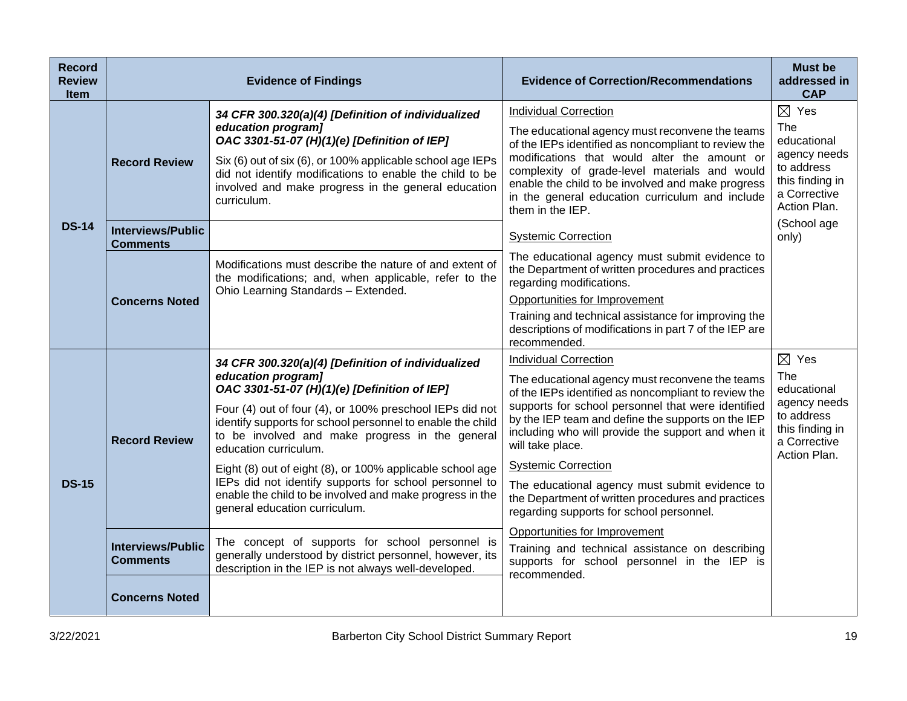| Record Review Item | Evidence of Findings | | Evidence of Correction/Recommendations | Must be addressed in CAP |
|---|---|---|---|---|
| DS-14 | Record Review | ***34 CFR 300.320(a)(4) [Definition of individualized education program]***<br>***OAC 3301-51-07 (H)(1)(e) [Definition of IEP]***<br>Six (6) out of six (6), or 100% applicable school age IEPs did not identify modifications to enable the child to be involved and make progress in the general education curriculum. | <u>Individual Correction</u><br>The educational agency must reconvene the teams of the IEPs identified as noncompliant to review the modifications that would alter the amount or complexity of grade-level materials and would enable the child to be involved and make progress in the general education curriculum and include them in the IEP.<br><u>Systemic Correction</u><br>The educational agency must submit evidence to the Department of written procedures and practices regarding modifications.<br><u>Opportunities for Improvement</u><br>Training and technical assistance for improving the descriptions of modifications in part 7 of the IEP are recommended. | ☒ Yes<br>The educational agency needs to address this finding in a Corrective Action Plan.<br>(School age only) |
| | Interviews/Public Comments | | | |
| | Concerns Noted | Modifications must describe the nature of and extent of the modifications; and, when applicable, refer to the Ohio Learning Standards – Extended. | | |
| DS-15 | Record Review | ***34 CFR 300.320(a)(4) [Definition of individualized education program]***<br>***OAC 3301-51-07 (H)(1)(e) [Definition of IEP]***<br>Four (4) out of four (4), or 100% preschool IEPs did not identify supports for school personnel to enable the child to be involved and make progress in the general education curriculum.<br>Eight (8) out of eight (8), or 100% applicable school age IEPs did not identify supports for school personnel to enable the child to be involved and make progress in the general education curriculum. | <u>Individual Correction</u><br>The educational agency must reconvene the teams of the IEPs identified as noncompliant to review the supports for school personnel that were identified by the IEP team and define the supports on the IEP including who will provide the support and when it will take place.<br><u>Systemic Correction</u><br>The educational agency must submit evidence to the Department of written procedures and practices regarding supports for school personnel.<br><u>Opportunities for Improvement</u><br>Training and technical assistance on describing supports for school personnel in the IEP is recommended. | ☒ Yes<br>The educational agency needs to address this finding in a Corrective Action Plan. |
| | Interviews/Public Comments | The concept of supports for school personnel is generally understood by district personnel, however, its description in the IEP is not always well-developed. | | |
| | Concerns Noted | | | |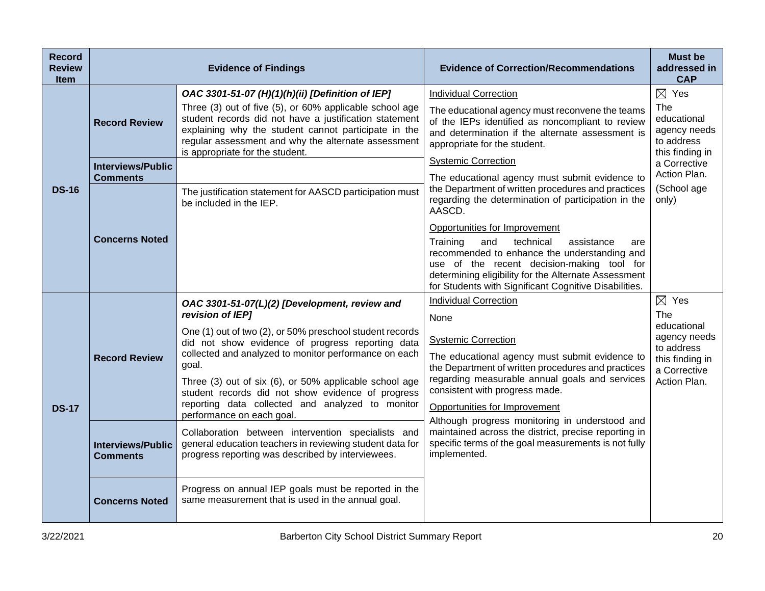| Record Review Item | Evidence of Findings | | Evidence of Correction/Recommendations | Must be addressed in CAP |
|---|---|---|---|---|
| **DS-16** | **Record Review** | ***OAC 3301-51-07 (H)(1)(h)(ii) [Definition of IEP]***<br><br>Three (3) out of five (5), or 60% applicable school age student records did not have a justification statement explaining why the student cannot participate in the regular assessment and why the alternate assessment is appropriate for the student. | Individual Correction<br><br>The educational agency must reconvene the teams of the IEPs identified as noncompliant to review and determination if the alternate assessment is appropriate for the student.<br><br>Systemic Correction<br><br>The educational agency must submit evidence to the Department of written procedures and practices regarding the determination of participation in the AASCD.<br><br>Opportunities for Improvement<br><br>Training and technical assistance are recommended to enhance the understanding and use of the recent decision-making tool for determining eligibility for the Alternate Assessment for Students with Significant Cognitive Disabilities. | ☒ Yes<br><br>The educational agency needs to address this finding in a Corrective Action Plan.<br><br>(School age only) |
| | **Interviews/Public Comments** | | | |
| | **Concerns Noted** | The justification statement for AASCD participation must be included in the IEP. | | |
| **DS-17** | **Record Review** | ***OAC 3301-51-07(L)(2) [Development, review and revision of IEP]***<br><br>One (1) out of two (2), or 50% preschool student records did not show evidence of progress reporting data collected and analyzed to monitor performance on each goal.<br><br>Three (3) out of six (6), or 50% applicable school age student records did not show evidence of progress reporting data collected and analyzed to monitor performance on each goal. | Individual Correction<br><br>None<br><br>Systemic Correction<br><br>The educational agency must submit evidence to the Department of written procedures and practices regarding measurable annual goals and services consistent with progress made.<br><br>Opportunities for Improvement<br><br>Although progress monitoring in understood and maintained across the district, precise reporting in specific terms of the goal measurements is not fully implemented. | ☒ Yes<br><br>The educational agency needs to address this finding in a Corrective Action Plan. |
| | **Interviews/Public Comments** | Collaboration between intervention specialists and general education teachers in reviewing student data for progress reporting was described by interviewees. | | |
| | **Concerns Noted** | Progress on annual IEP goals must be reported in the same measurement that is used in the annual goal. | | |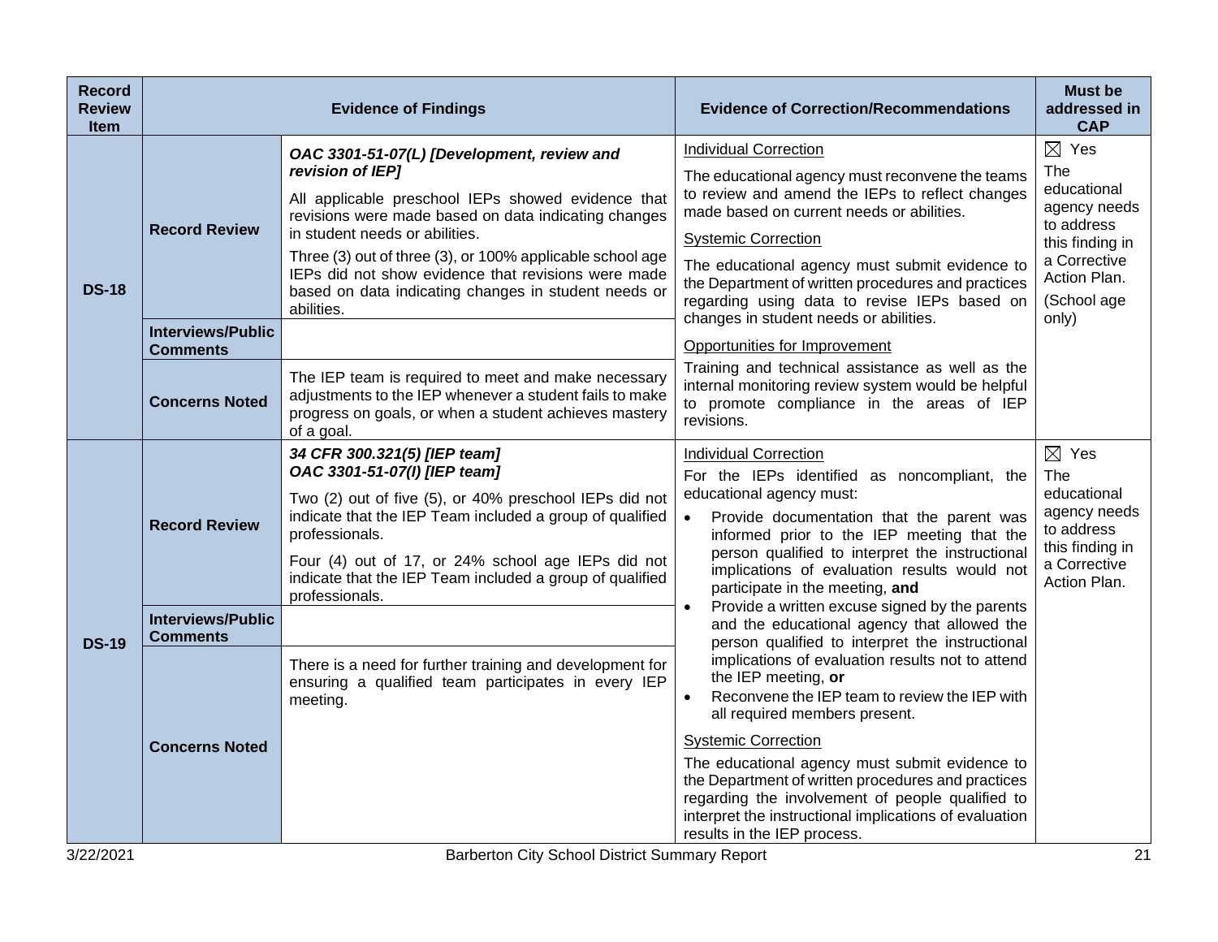| Record Review Item | Evidence of Findings | | Evidence of Correction/Recommendations | Must be addressed in CAP |
|---|---|---|---|---|
| **DS-18** | **Record Review** | ***OAC 3301-51-07(L) [Development, review and revision of IEP]***<br><br>All applicable preschool IEPs showed evidence that revisions were made based on data indicating changes in student needs or abilities.<br><br>Three (3) out of three (3), or 100% applicable school age IEPs did not show evidence that revisions were made based on data indicating changes in student needs or abilities. | Individual Correction<br><br>The educational agency must reconvene the teams to review and amend the IEPs to reflect changes made based on current needs or abilities.<br><br>Systemic Correction<br><br>The educational agency must submit evidence to the Department of written procedures and practices regarding using data to revise IEPs based on changes in student needs or abilities.<br><br>Opportunities for Improvement<br><br>Training and technical assistance as well as the internal monitoring review system would be helpful to promote compliance in the areas of IEP revisions. | ☒ Yes<br>The educational agency needs to address this finding in a Corrective Action Plan.<br>(School age only) |
| | **Interviews/Public Comments** | | | |
| | **Concerns Noted** | The IEP team is required to meet and make necessary adjustments to the IEP whenever a student fails to make progress on goals, or when a student achieves mastery of a goal. | | |
| **DS-19** | **Record Review** | ***34 CFR 300.321(5) [IEP team]***<br>***OAC 3301-51-07(I) [IEP team]***<br><br>Two (2) out of five (5), or 40% preschool IEPs did not indicate that the IEP Team included a group of qualified professionals.<br><br>Four (4) out of 17, or 24% school age IEPs did not indicate that the IEP Team included a group of qualified professionals. | Individual Correction<br><br>For the IEPs identified as noncompliant, the educational agency must:<br>• Provide documentation that the parent was informed prior to the IEP meeting that the person qualified to interpret the instructional implications of evaluation results would not participate in the meeting, **and**<br>• Provide a written excuse signed by the parents and the educational agency that allowed the person qualified to interpret the instructional implications of evaluation results not to attend the IEP meeting, **or**<br>• Reconvene the IEP team to review the IEP with all required members present.<br><br>Systemic Correction<br><br>The educational agency must submit evidence to the Department of written procedures and practices regarding the involvement of people qualified to interpret the instructional implications of evaluation results in the IEP process. | ☒ Yes<br>The educational agency needs to address this finding in a Corrective Action Plan. |
| | **Interviews/Public Comments** | | | |
| | **Concerns Noted** | There is a need for further training and development for ensuring a qualified team participates in every IEP meeting. | | |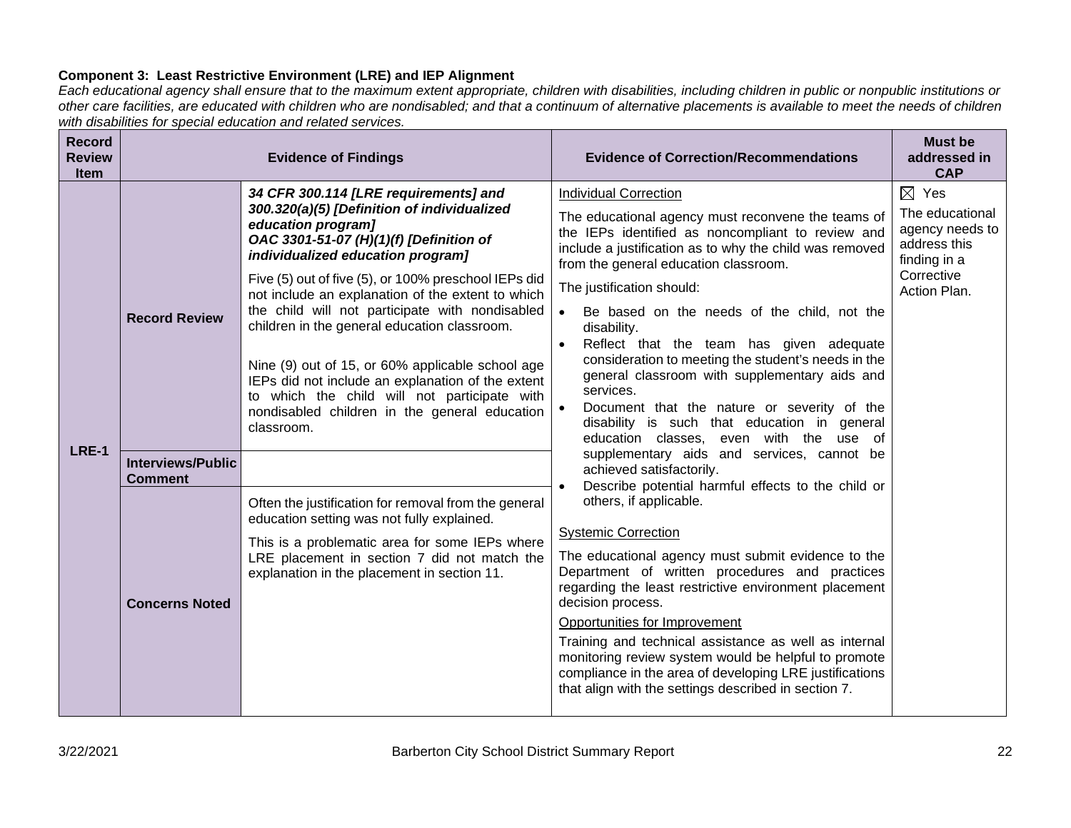**Component 3: Least Restrictive Environment (LRE) and IEP Alignment**

*Each educational agency shall ensure that to the maximum extent appropriate, children with disabilities, including children in public or nonpublic institutions or other care facilities, are educated with children who are nondisabled; and that a continuum of alternative placements is available to meet the needs of children with disabilities for special education and related services.*

| Record Review Item | Evidence of Findings | | Evidence of Correction/Recommendations | Must be addressed in CAP |
|---|---|---|---|---|
| LRE-1 | **Record Review** | ***34 CFR 300.114 [LRE requirements] and 300.320(a)(5) [Definition of individualized education program]*** ***OAC 3301-51-07 (H)(1)(f) [Definition of individualized education program]*** Five (5) out of five (5), or 100% preschool IEPs did not include an explanation of the extent to which the child will not participate with nondisabled children in the general education classroom. Nine (9) out of 15, or 60% applicable school age IEPs did not include an explanation of the extent to which the child will not participate with nondisabled children in the general education classroom. | Individual Correction The educational agency must reconvene the teams of the IEPs identified as noncompliant to review and include a justification as to why the child was removed from the general education classroom. The justification should: • Be based on the needs of the child, not the disability. • Reflect that the team has given adequate consideration to meeting the student's needs in the general classroom with supplementary aids and services. • Document that the nature or severity of the disability is such that education in general education classes, even with the use of supplementary aids and services, cannot be achieved satisfactorily. • Describe potential harmful effects to the child or others, if applicable. Systemic Correction The educational agency must submit evidence to the Department of written procedures and practices regarding the least restrictive environment placement decision process. Opportunities for Improvement Training and technical assistance as well as internal monitoring review system would be helpful to promote compliance in the area of developing LRE justifications that align with the settings described in section 7. | ☒ Yes The educational agency needs to address this finding in a Corrective Action Plan. |
| | **Interviews/Public Comment** | | | |
| | **Concerns Noted** | Often the justification for removal from the general education setting was not fully explained. This is a problematic area for some IEPs where LRE placement in section 7 did not match the explanation in the placement in section 11. | | |